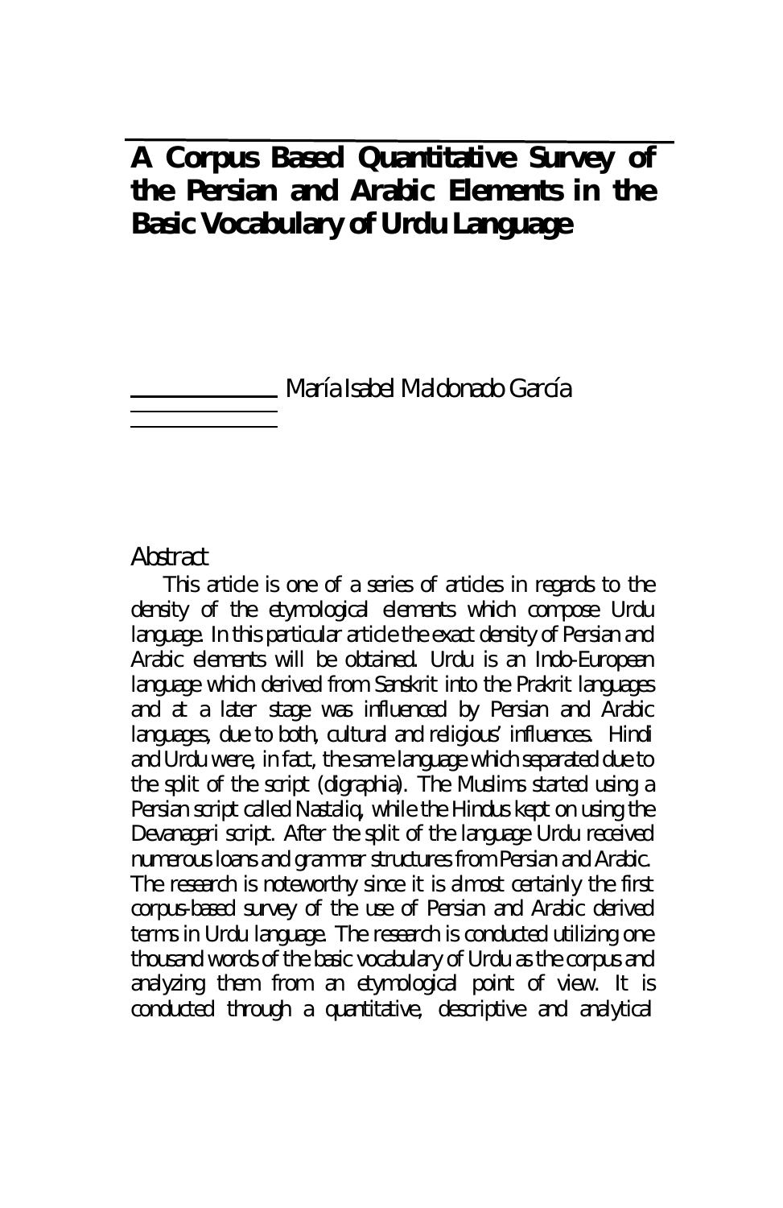# A Corpus Based Quantitative Survey of the Persian and Arabic Elements in the Basic Vocabulary of Urdu Language

María Isabel Maldonado García

## Abstract

This article is one of a series of articles in regards to the density of the etymological elements which compose Urdu language. In this particular article the exact density of Persian and Arabic elements will be obtained. Urdu is an Indo-European language which derived from Sanskrit into the Prakrit languages and at a later stage was influenced by Persian and Arabic languages, due to both, cultural and religious' influences. Hindi and Urdu were, in fact, the same language which separated due to the split of the script (digraphia). The Muslims started using a Persian script called Nastaliq, while the Hindus kept on using the Devanagari script. After the split of the language Urdu received numerous loans and grammar structures from Persian and Arabic. The research is noteworthy since it is almost certainly the first corpus-based survey of the use of Persian and Arabic derived terms in Urdu language. The research is conducted utilizing one thousand words of the basic vocabulary of Urdu as the corpus and analyzing them from an etymological point of view. It is conducted through a quantitative, descriptive and analytical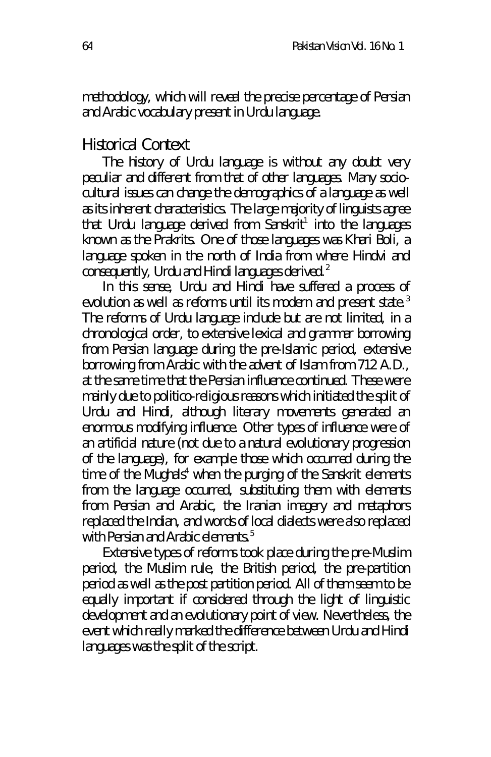methodology, which will reveal the precise percentage of Persian and Arabic vocabulary present in Urdu language.

## Historical Context

The history of Urdu language is without any doubt very peculiar and different from that of other languages. Many socio-cultural issues can change the demographics of a language as well as its inherent characteristics. The large majority of linguists agree that Urdu language derived from Sanskrit[1] into the languages known as the Prakrits. One of those languages was Khari Boli, a language spoken in the north of India from where Hindvi and consequently, Urdu and Hindi languages derived.[2]

In this sense, Urdu and Hindi have suffered a process of evolution as well as reforms until its modern and present state.[3] The reforms of Urdu language include but are not limited, in a chronological order, to extensive lexical and grammar borrowing from Persian language during the pre-Islamic period, extensive borrowing from Arabic with the advent of Islam from 712 A.D., at the same time that the Persian influence continued. These were mainly due to politico-religious reasons which initiated the split of Urdu and Hindi, although literary movements generated an enormous modifying influence. Other types of influence were of an artificial nature (not due to a natural evolutionary progression of the language), for example those which occurred during the time of the Mughals[4] when the purging of the Sanskrit elements from the language occurred, substituting them with elements from Persian and Arabic, the Iranian imagery and metaphors replaced the Indian, and words of local dialects were also replaced with Persian and Arabic elements.[5]

Extensive types of reforms took place during the pre-Muslim period, the Muslim rule, the British period, the pre-partition period as well as the post partition period. All of them seem to be equally important if considered through the light of linguistic development and an evolutionary point of view. Nevertheless, the event which really marked the difference between Urdu and Hindi languages was the split of the script.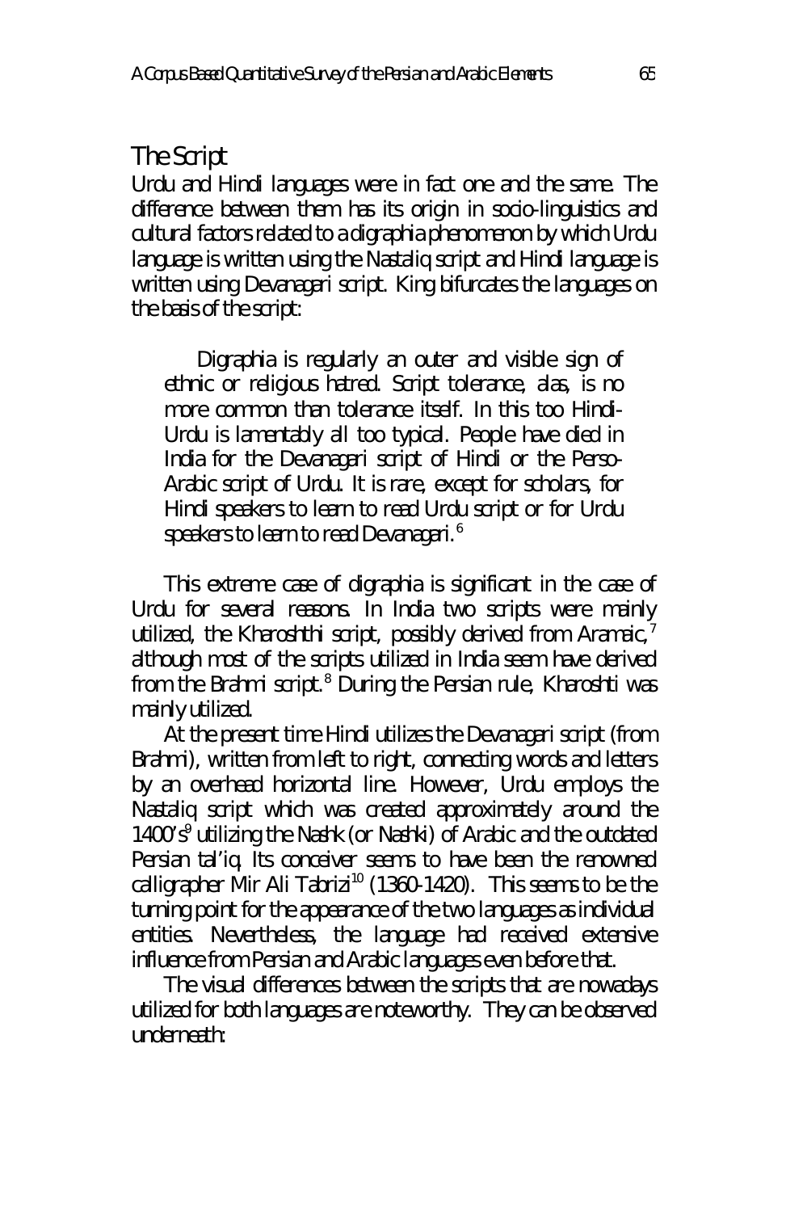## The Script

Urdu and Hindi languages were in fact one and the same. The difference between them has its origin in socio-linguistics and cultural factors related to a digraphia phenomenon by which Urdu language is written using the Nastaliq script and Hindi language is written using Devanagari script. King bifurcates the languages on the basis of the script:

> Digraphia is regularly an outer and visible sign of ethnic or religious hatred. Script tolerance, alas, is no more common than tolerance itself. In this too Hindi-Urdu is lamentably all too typical. People have died in India for the Devanagari script of Hindi or the Perso-Arabic script of Urdu. It is rare, except for scholars, for Hindi speakers to learn to read Urdu script or for Urdu speakers to learn to read Devanagari.[6]

This extreme case of digraphia is significant in the case of Urdu for several reasons. In India two scripts were mainly utilized, the Kharoshthi script, possibly derived from Aramaic,[7] although most of the scripts utilized in India seem have derived from the Brahmi script.[8] During the Persian rule, Kharoshti was mainly utilized.

At the present time Hindi utilizes the Devanagari script (from Brahmi), written from left to right, connecting words and letters by an overhead horizontal line. However, Urdu employs the Nastaliq script which was created approximately around the 1400's[9] utilizing the Nashk (or Nashki) of Arabic and the outdated Persian tal'iq. Its conceiver seems to have been the renowned calligrapher Mir Ali Tabrizi[10] (1360-1420). This seems to be the turning point for the appearance of the two languages as individual entities. Nevertheless, the language had received extensive influence from Persian and Arabic languages even before that.

The visual differences between the scripts that are nowadays utilized for both languages are noteworthy. They can be observed underneath: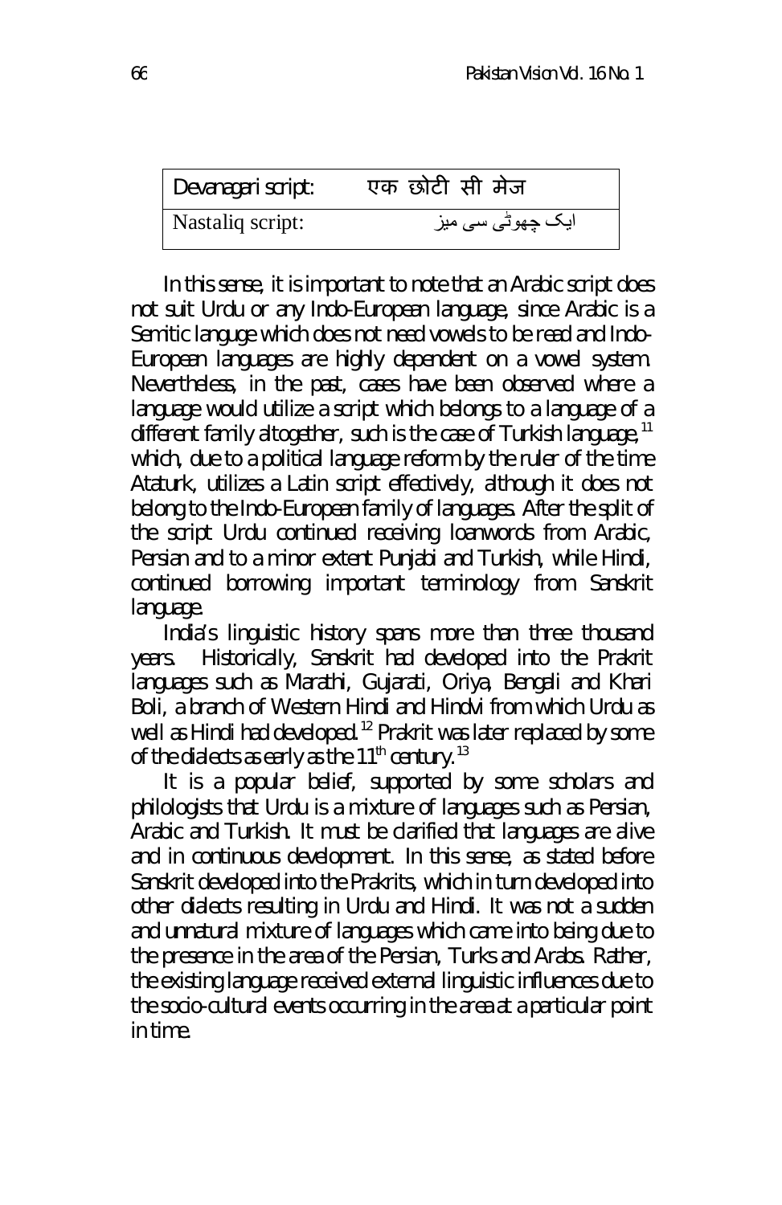| Devanagari script: | एक छोटी सी मेज |
|---|---|
| Nastaliq script: | ایک چھوٹی سی میز |

In this sense, it is important to note that an Arabic script does not suit Urdu or any Indo-European language, since Arabic is a Semitic languge which does not need vowels to be read and Indo-European languages are highly dependent on a vowel system. Nevertheless, in the past, cases have been observed where a language would utilize a script which belongs to a language of a different family altogether, such is the case of Turkish language,[11] which, due to a political language reform by the ruler of the time Ataturk, utilizes a Latin script effectively, although it does not belong to the Indo-European family of languages. After the split of the script Urdu continued receiving loanwords from Arabic, Persian and to a minor extent Punjabi and Turkish, while Hindi, continued borrowing important terminology from Sanskrit language.

India's linguistic history spans more than three thousand years. Historically, Sanskrit had developed into the Prakrit languages such as Marathi, Gujarati, Oriya, Bengali and Khari Boli, a branch of Western Hindi and Hindvi from which Urdu as well as Hindi had developed.[12] Prakrit was later replaced by some of the dialects as early as the 11th century.[13]

It is a popular belief, supported by some scholars and philologists that Urdu is a mixture of languages such as Persian, Arabic and Turkish. It must be clarified that languages are alive and in continuous development. In this sense, as stated before Sanskrit developed into the Prakrits, which in turn developed into other dialects resulting in Urdu and Hindi. It was not a sudden and unnatural mixture of languages which came into being due to the presence in the area of the Persian, Turks and Arabs. Rather, the existing language received external linguistic influences due to the socio-cultural events occurring in the area at a particular point in time.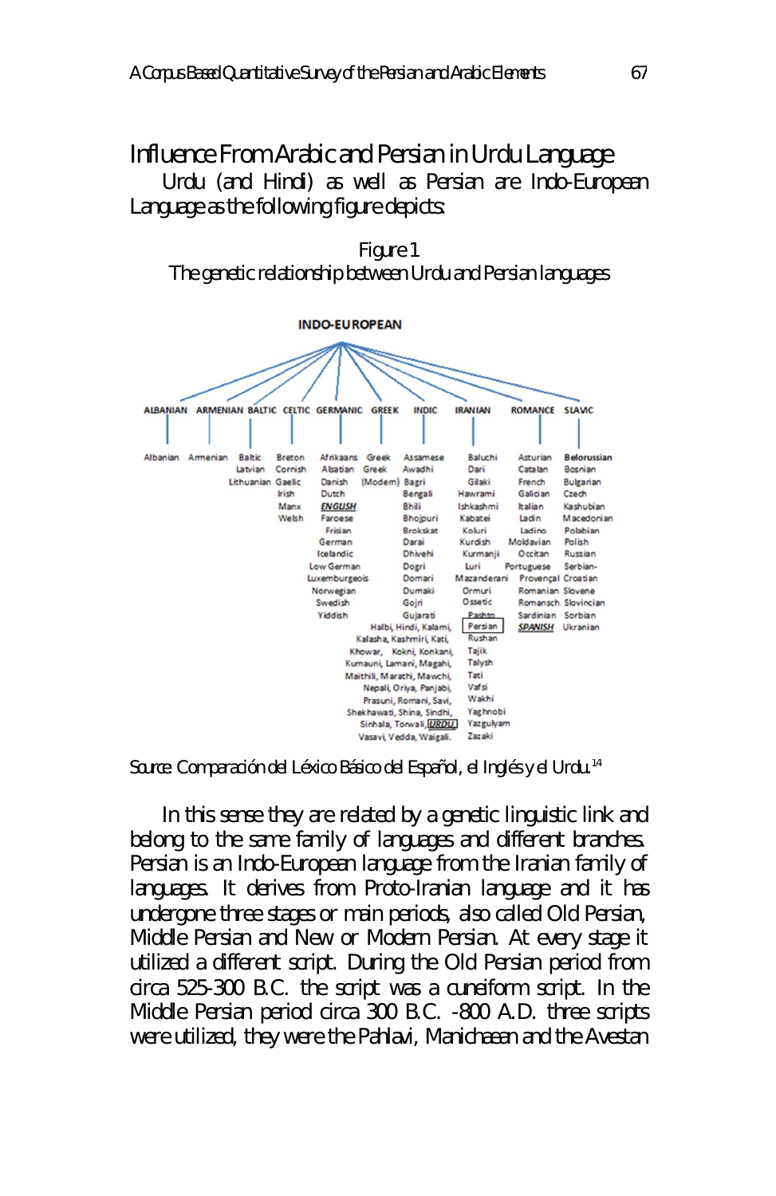## Influence From Arabic and Persian in Urdu Language

Urdu (and Hindi) as well as Persian are Indo-European Language as the following figure depicts:

Figure 1
The genetic relationship between Urdu and Persian languages

**INDO-EUROPEAN**

- **ALBANIAN**: Albanian
- **ARMENIAN**: Armenian
- **BALTIC**: Baltic, Latvian, Lithuanian
- **CELTIC**: Breton, Cornish, Gaelic, Irish, Manx, Welsh
- **GERMANIC**: Afrikaans, Alsatian, Danish, Dutch, *ENGLISH*, Faroese, Frisian, German, Icelandic, Low German, Luxemburgeois, Norwegian, Swedish, Yiddish
- **GREEK**: Greek, Greek (Modern)
- **INDIC**: Assamese, Awadhi, Bagri, Bengali, Bhili, Bhojpuri, Brokskat, Darai, Dhivehi, Dogri, Domari, Dumaki, Gojri, Gujarati, Halbi, Hindi, Kalami, Kalasha, Kashmiri, Kati, Khowar, Kokni, Konkani, Kumauni, Lamani, Magahi, Maithili, Marathi, Mawchi, Nepali, Oriya, Panjabi, Prasuni, Romani, Savi, Shekhawati, Shina, Sindhi, Sinhala, Torwali, *URDU*, Vasavi, Vedda, Waigali.
- **IRANIAN**: Baluchi, Dari, Gilaki, Hawrami, Ishkashmi, Kabatei, Koluri, Kurdish, Kurmanji, Luri, Mazanderani, Ormuri, Ossetic, Pashto, Persian, Rushan, Tajik, Talysh, Tati, Vafsi, Wakhi, Yaghnobi, Yazgulyam, Zazaki
- **ROMANCE**: Asturian, Catalan, French, Galician, Italian, Ladin, Ladino, Moldavian, Occitan, Portuguese, Provençal, Romanian, Romansch, Sardinian, *SPANISH*
- **SLAVIC**: Belorussian, Bosnian, Bulgarian, Czech, Kashubian, Macedonian, Polabian, Polish, Russian, Serbian-Croatian, Slovene, Slovincian, Sorbian, Ukranian

Source: Comparación del Léxico Básico del Español, el Inglés y el Urdu.[14]

In this sense they are related by a genetic linguistic link and belong to the same family of languages and different branches. Persian is an Indo-European language from the Iranian family of languages. It derives from Proto-Iranian language and it has undergone three stages or main periods, also called Old Persian, Middle Persian and New or Modern Persian. At every stage it utilized a different script. During the Old Persian period from circa 525-300 B.C. the script was a cuneiform script. In the Middle Persian period circa 300 B.C. -800 A.D. three scripts were utilized, they were the Pahlavi, Manichaean and the Avestan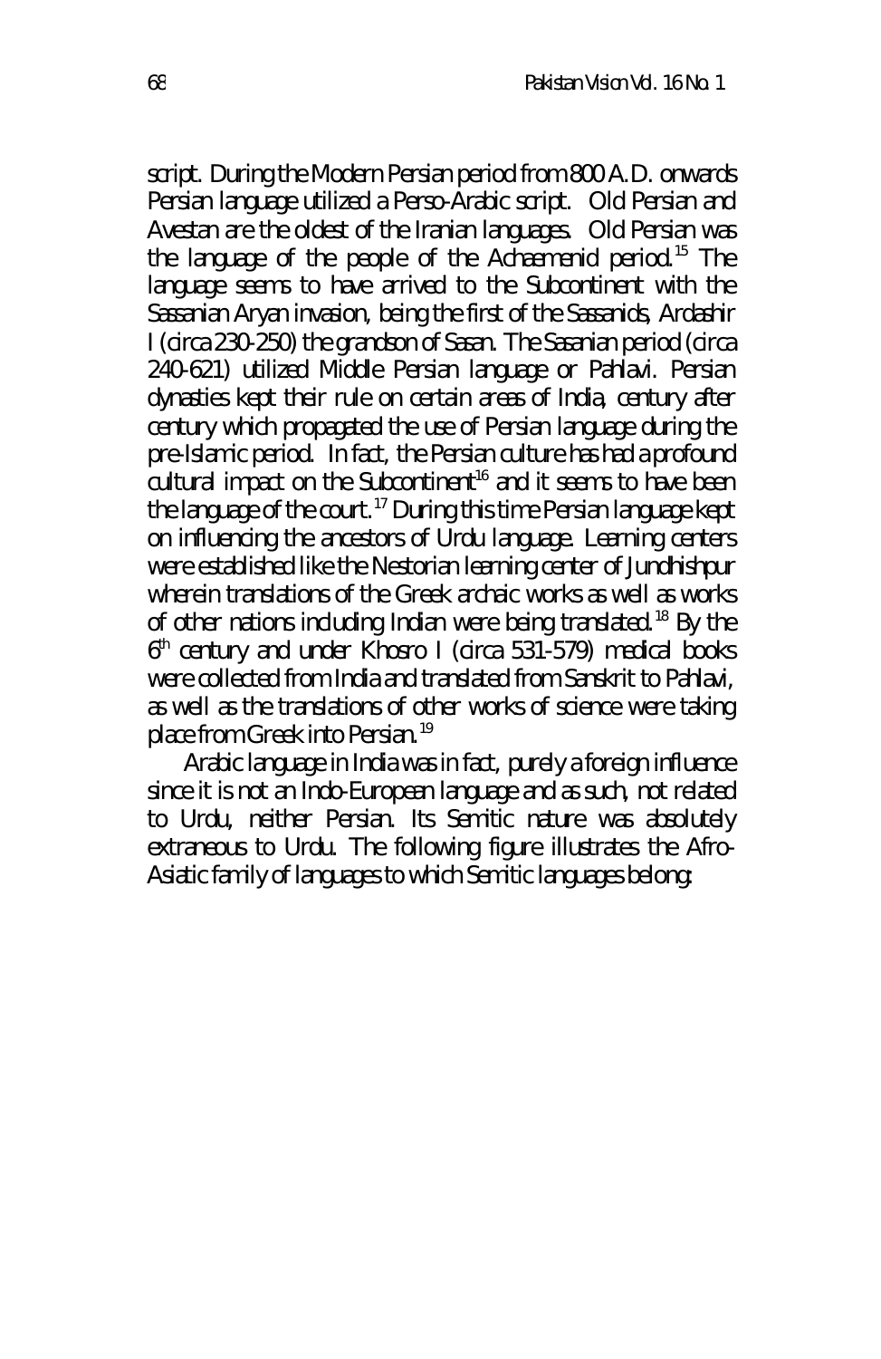script. During the Modern Persian period from 800 A.D. onwards Persian language utilized a Perso-Arabic script. Old Persian and Avestan are the oldest of the Iranian languages. Old Persian was the language of the people of the Achaemenid period.[15] The language seems to have arrived to the Subcontinent with the Sassanian Aryan invasion, being the first of the Sassanids, Ardashir I (circa 230-250) the grandson of Sasan. The Sasanian period (circa 240-621) utilized Middle Persian language or Pahlavi. Persian dynasties kept their rule on certain areas of India, century after century which propagated the use of Persian language during the pre-Islamic period. In fact, the Persian culture has had a profound cultural impact on the Subcontinent[16] and it seems to have been the language of the court.[17] During this time Persian language kept on influencing the ancestors of Urdu language. Learning centers were established like the Nestorian learning center of Jundhishpur wherein translations of the Greek archaic works as well as works of other nations including Indian were being translated.[18] By the 6th century and under Khosro I (circa 531-579) medical books were collected from India and translated from Sanskrit to Pahlavi, as well as the translations of other works of science were taking place from Greek into Persian.[19]

Arabic language in India was in fact, purely a foreign influence since it is not an Indo-European language and as such, not related to Urdu, neither Persian. Its Semitic nature was absolutely extraneous to Urdu. The following figure illustrates the Afro-Asiatic family of languages to which Semitic languages belong: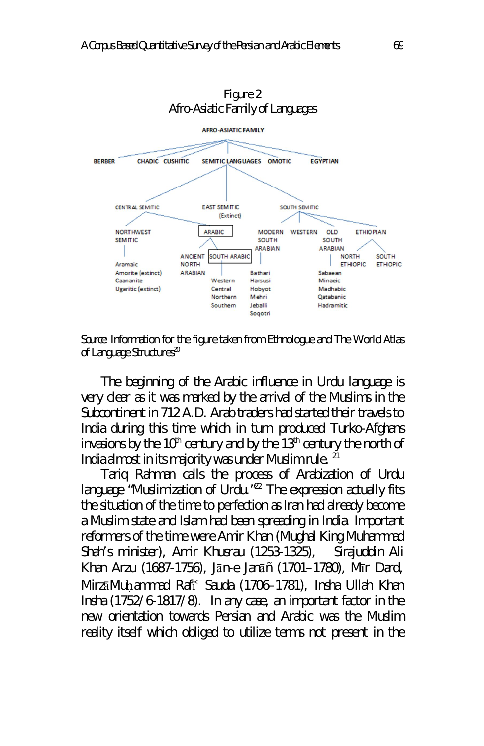Figure 2
Afro-Asiatic Family of Languages

AFRO-ASIATIC FAMILY

BERBER · CHADIC · CUSHITIC · SEMITIC LANGUAGES · OMOTIC · EGYPTIAN

CENTRAL SEMITIC · EAST SEMITIC (Extinct) · SOUTH SEMITIC

NORTHWEST SEMITIC: Aramaic, Amorite (extinct), Caananite, Ugaritic (extinct)

ARABIC: ANCIENT NORTH ARABIAN; SOUTH ARABIC: Western, Central, Northern, Southern

MODERN SOUTH ARABIAN: Bathari, Harsusi, Hobyot, Mehri, Jeballi, Soqotri

WESTERN

OLD SOUTH ARABIAN: Sabaean, Minaeic, Madhabic, Qatabanic, Hadramitic

ETHIOPIAN: NORTH ETHIOPIC, SOUTH ETHIOPIC

Source: Information for the figure taken from Ethnologue and The World Atlas of Language Structures[20]

The beginning of the Arabic influence in Urdu language is very clear as it was marked by the arrival of the Muslims in the Subcontinent in 712 A.D. Arab traders had started their travels to India during this time which in turn produced Turko-Afghans invasions by the 10th century and by the 13th century the north of India almost in its majority was under Muslim rule. [21]

Tariq Rahman calls the process of Arabization of Urdu language "Muslimization of Urdu."[22] The expression actually fits the situation of the time to perfection as Iran had already become a Muslim state and Islam had been spreading in India. Important reformers of the time were Amir Khan (Mughal King Muhammad Shah's minister), Amir Khusrau (1253-1325), Sirajuddin Ali Khan Arzu (1687-1756), Jān-e Janāñ (1701–1780), Mīr Dard, Mirzā Muḥammad Rafīʿ Sauda (1706–1781), Insha Ullah Khan Insha (1752/6-1817/8). In any case, an important factor in the new orientation towards Persian and Arabic was the Muslim reality itself which obliged to utilize terms not present in the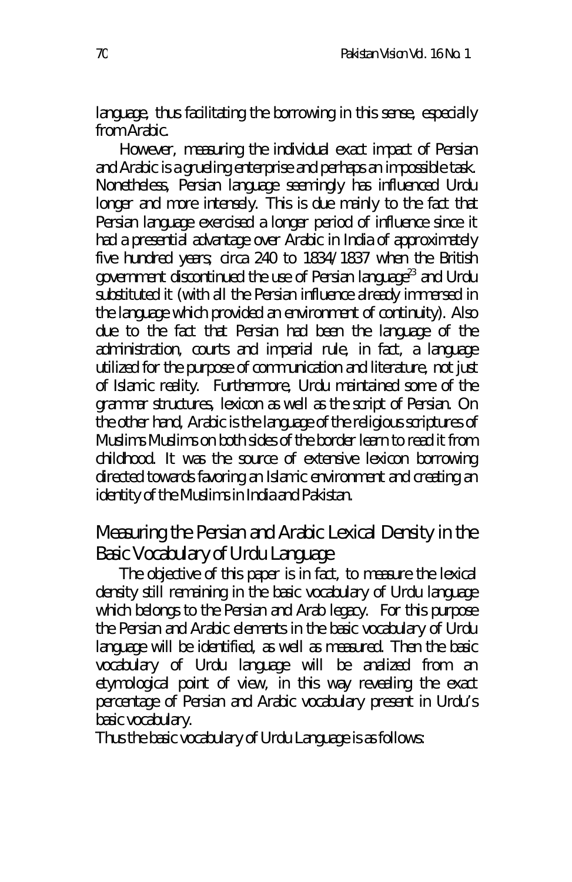language, thus facilitating the borrowing in this sense, especially from Arabic.

However, measuring the individual exact impact of Persian and Arabic is a grueling enterprise and perhaps an impossible task. Nonetheless, Persian language seemingly has influenced Urdu longer and more intensely. This is due mainly to the fact that Persian language exercised a longer period of influence since it had a presential advantage over Arabic in India of approximately five hundred years; circa 240 to 1834/1837 when the British government discontinued the use of Persian language[23] and Urdu substituted it (with all the Persian influence already immersed in the language which provided an environment of continuity). Also due to the fact that Persian had been the language of the administration, courts and imperial rule, in fact, a language utilized for the purpose of communication and literature, not just of Islamic reality. Furthermore, Urdu maintained some of the grammar structures, lexicon as well as the script of Persian. On the other hand, Arabic is the language of the religious scriptures of Muslims Muslims on both sides of the border learn to read it from childhood. It was the source of extensive lexicon borrowing directed towards favoring an Islamic environment and creating an identity of the Muslims in India and Pakistan.

## Measuring the Persian and Arabic Lexical Density in the Basic Vocabulary of Urdu Language

The objective of this paper is in fact, to measure the lexical density still remaining in the basic vocabulary of Urdu language which belongs to the Persian and Arab legacy. For this purpose the Persian and Arabic elements in the basic vocabulary of Urdu language will be identified, as well as measured. Then the basic vocabulary of Urdu language will be analized from an etymological point of view, in this way revealing the exact percentage of Persian and Arabic vocabulary present in Urdu's basic vocabulary.

Thus the basic vocabulary of Urdu Language is as follows: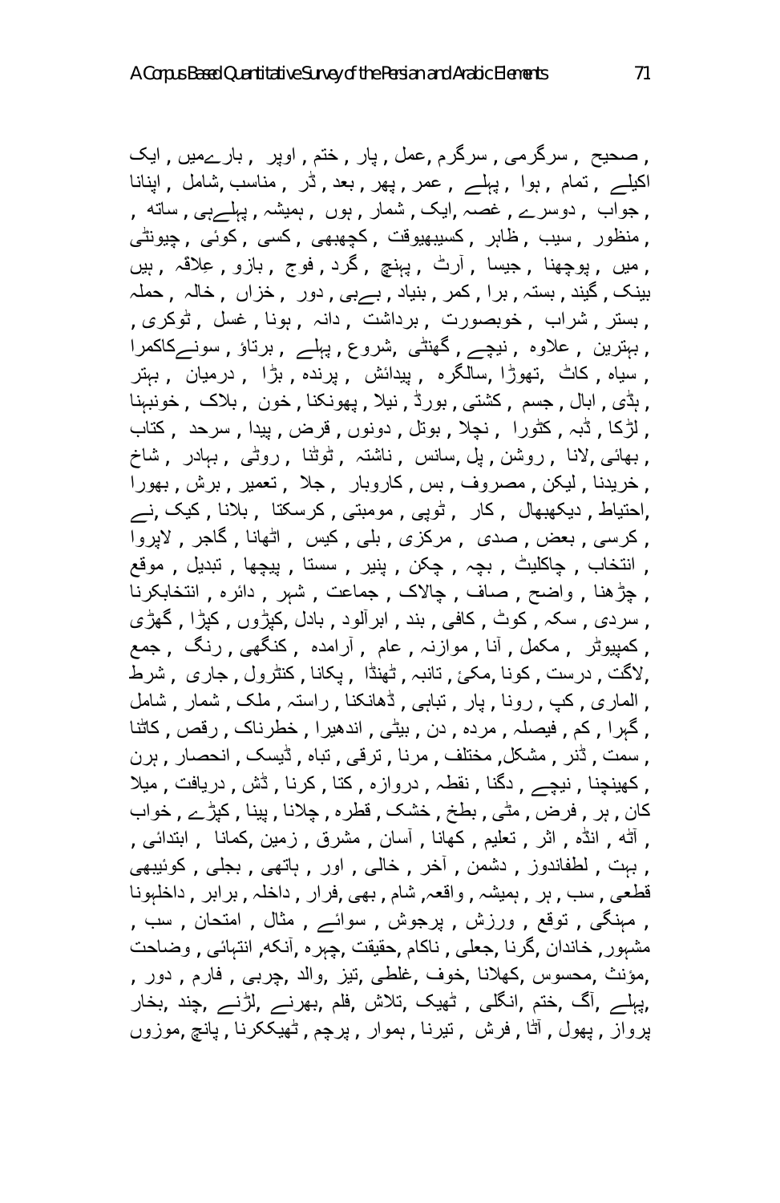, صحیح , سرگرمی , سرگرم ,عمل , پار , ختم , اوپر , بارےمیں , ایک
اکیلے , تمام , ہوا , پہلے , عمر , پھر , بعد , ڈر , مناسب ,شامل , اپنانا
, جواب , دوسرے , غصہ ,ایک , شمار , ہوں , ہمیشہ , پہلےہی , ساتھ ,
, منظور , سبب , ظاہر , کسیبھیوقت , کچھبھی , کسی , کوئی , چیونٹی
, میں , پوچھنا , جیسا , آرٹ , پہنچ , گرد , فوج , بازو , عِلاقہ , ہیں
بینک , گیند , بستہ , برا , کمر , بنیاد , بےبی , دور , خزاں , خالہ , حملہ
, بستر , شراب , خوبصورت , برداشت , دانہ , ہونا , غسل , ٹوکری ,
, بہترین , علاوہ , نیچے , گھنٹی ,شروع , پہلے , برتاؤ , سونےکاکمرا
, سیاہ , کاٹ ,تھوڑا ,سالگرہ , پیدائش , پرندہ , بڑا , درمیان , بہتر
, ہڈی , ابال , جسم , کشتی , بورڈ , نیلا , پھونکنا , خون , بلاک , خونبہنا
, لڑکا , ڈبہ , کٹورا , نچلا , بوتل , دونوں , قرض , پیدا , سرحد , کتاب
, بھائی ,لانا , روشن , پل ,سانس , ناشتہ , ٹوٹنا , روٹی , بہادر , شاخ
, خریدنا , لیکن , مصروف , بس , کاروبار , جلا , تعمیر , برش , بھورا
,احتیاط , دیکھبھال , کار , ٹوپی , مومبتی , کرسکتا , بلانا , کیک ,نے
, کرسی , بعض , صدی , مرکزی , بلی , کیس , اٹھانا , گاجر , لاپروا
, انتخاب , چاکلیٹ , بچہ , چکن , پنیر , سستا , پیچھا , تبدیل , موقع
, چڑھنا , واضح , صاف , چالاک , جماعت , شہر , دائرہ , انتخابکرنا
, سردی , سکہ , کوٹ , کافی , بند , ابرآلود , بادل ,کپڑوں , کپڑا , گھڑی
, کمپیوٹر , مکمل , آنا , موازنہ , عام , آرامدہ , کنگھی , رنگ , جمع
,لاگت , درست , کونا ,مکئ , تانبہ , ٹھنڈا , پکانا , کنٹرول , جاری , شرط
, الماری , کپ , رونا , پار , تباہی , ڈھانکنا , راستہ , ملک , شمار , شامل
, گہرا , کم , فیصلہ , مردہ , دن , بیٹی , اندھیرا , خطرناک , رقص , کاٹنا
, سمت , ڈنر , مشکل, مختلف , مرنا , ترقی , تباہ , ڈیسک , انحصار , ہرن
, کھینچنا , نیچے , دگنا , نقطہ , دروازہ , کتا , کرنا , ڈش , دریافت , میلا
کان , ہر , فرض , مٹی , بطخ , خشک , قطرہ , چلانا , پینا , کپڑے , خواب
, آٹھ , انڈہ , اثر , تعلیم , کھانا , آسان , مشرق , زمین ,کمانا , ابتدائی ,
, بہت , لطفاندوز , دشمن , آخر , خالی , اور , ہاتھی , بجلی , کوئیبھی
قطعی , سب , ہر , ہمیشہ , واقعہ, شام , بھی ,فرار , داخلہ , برابر , داخلہونا
, مہنگی , توقع , ورزش , پرجوش , سوائے , مثال , امتحان , سب ,
مشہور, خاندان ,گرنا ,جعلی , ناکام ,حقیقت ,چہرہ ,آنکھ, انتہائی , وضاحت
,مؤنث ,محسوس ,کھلانا ,خوف ,غلطی ,تیز ,والد ,چربی , فارم , دور ,
,پہلے , آگ ,ختم ,انگلی , ٹھیک ,تلاش ,فلم ,بھرنے ,لڑنے ,چند ,بخار
پرواز , پھول , آٹا , فرش , تیرنا , ہموار , پرچم , ٹھیککرنا , پانچ ,موزوں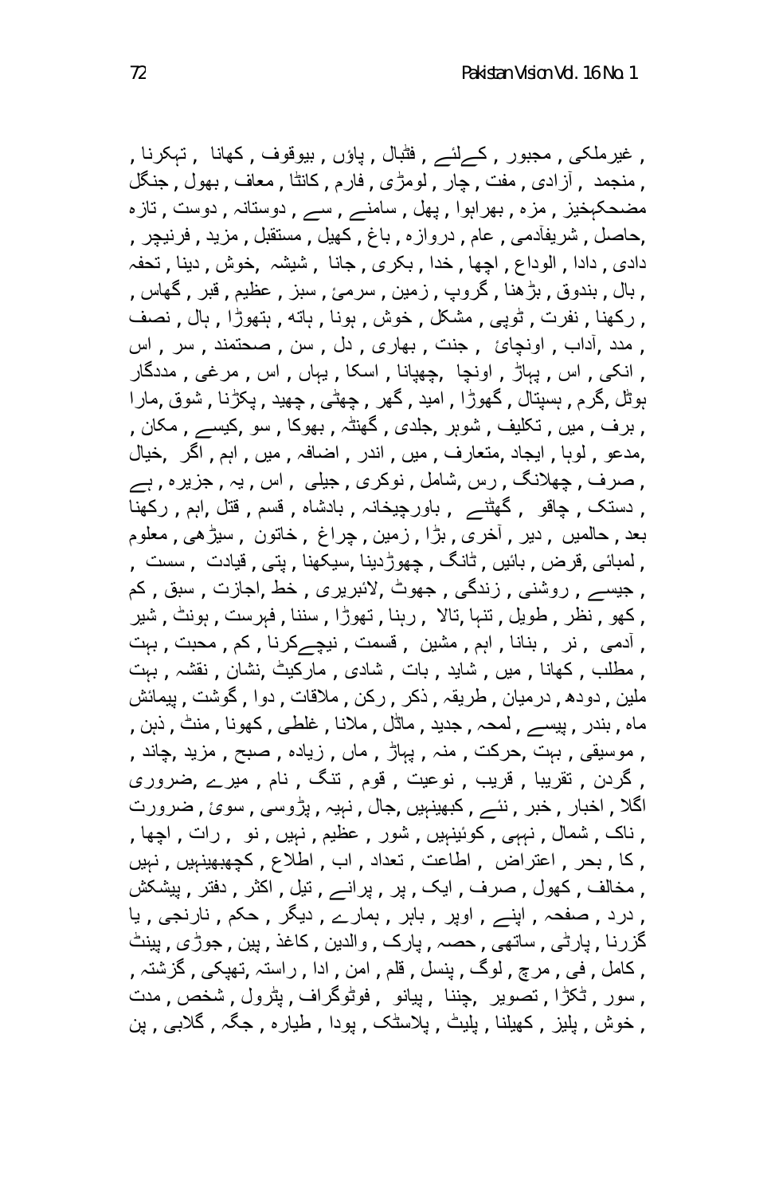, غیرملکی , مجبور , کےلئے , فٹبال , پاؤں , بیوقوف , کھانا , ٹہکرنا ,
, منجمد , آزادی , مفت , چار , لومڑی , فارم , کانٹا , معاف , بھول , جنگل
مضحکہخیز , مزہ , بھراہوا , پھل , سامنے , سے , دوستانہ , دوست , تازہ
,حاصل , شریفآدمی , عام , دروازہ , باغ , کھیل , مستقبل , مزید , فرنیچر ,
دادی , دادا , الوداع , اچھا , خدا , بکری , جانا , شیشہ ,خوش , دینا , تحفہ
, بال , بندوق , بڑھنا , گروپ , زمین , سرمئ , سبز , عظیم , قبر , گھاس ,
, رکھنا , نفرت , ٹوپی , مشکل , خوش , ہونا , ہاتھ , ہتھوڑا , ہال , نصف
, مدد ,آداب , اونچائ , جنت , بھاری , دل , سن , صحتمند , سر , اس
, انکی , اس , پہاڑ , اونچا ,چھپانا , اسکا , یہاں , اس , مرغی , مددگار
ہوٹل ,گرم , ہسپتال , گھوڑا , امید , گھر , چھٹی , چھید , پکڑنا , شوق ,مارا
, برف , میں , تکلیف , شوہر ,جلدی , گھنٹہ , بھوکا , سو ,کیسے , مکان ,
,مدعو , لوہا , ایجاد ,متعارف , میں , اندر , اضافہ , میں , اہم , اگر ,خیال
, صرف , چھلانگ , رس ,شامل , نوکری , جیلی , اس , یہ , جزیرہ , ہے
, دستک , چاقو , گھٹنے , باورچیخانہ , بادشاہ , قسم , قتل ,اہم , رکھنا
بعد , حالمیں , دیر , آخری , بڑا , زمین , چراغ , خاتون , سیڑھی , معلوم
, لمبائی ,قرض , بائیں , ٹانگ , چھوڑدینا ,سیکھنا , پتی , قیادت , سست ,
, جیسے , روشنی , زندگی , جھوٹ ,لائبریری , خط ,اجازت , سبق , کم
, کھو , نظر , طویل , تنہا ,تالا , رہنا , تھوڑا , سننا , فہرست , ہونٹ , شیر
, آدمی , نر , بنانا , اہم , مشین , قسمت , نیچےکرنا , کم , محبت , بہت
, مطلب , کھانا , میں , شاید , بات , شادی , مارکیٹ ,نشان , نقشہ , بہت
ملین , دودھ , درمیان , طریقہ , ذکر , رکن , ملاقات , دوا , گوشت , پیمائش
ماہ , بندر , پیسے , لمحہ , جدید , ماڈل , ملانا , غلطی , کھونا , منٹ , ذہن ,
, موسیقی , بہت ,حرکت , منہ , پہاڑ , ماں , زیادہ , صبح , مزید ,چاند ,
, گردن , تقریبا , قریب , نوعیت , قوم , تنگ , نام , میرے ,ضروری
اگلا , اخبار , خبر , نئے , کبھینہیں ,جال , نہیہ , پڑوسی , سوئ , ضرورت
, ناک , شمال , نہہی , کوئینہیں , شور , عظیم , نہیں , نو , رات , اچھا ,
, کا , بحر , اعتراض , اطاعت , تعداد , اب , اطلاع , کچھبھینہیں , نہیں
, مخالف , کھول , صرف , ایک , پر , پرانے , تیل , اکثر , دفتر , پیشکش
, درد , صفحہ , اپنے , اوپر , باہر , ہمارے , دیگر , حکم , نارنجی , یا
گزرنا , پارٹی , ساتھی , حصہ , پارک , والدین , کاغذ , پین , جوڑی , پینٹ
, کامل , فی , مرچ , لوگ , پنسل , قلم , امن , ادا , راستہ ,تھپکی , گزشتہ ,
, سور , ٹکڑا , تصویر ,چننا , پیانو , فوٹوگراف , پٹرول , شخص , مدت
, خوش , پلیز , کھیلنا , پلیٹ , پلاسٹک , پودا , طیارہ , جگہ , گلابی , پن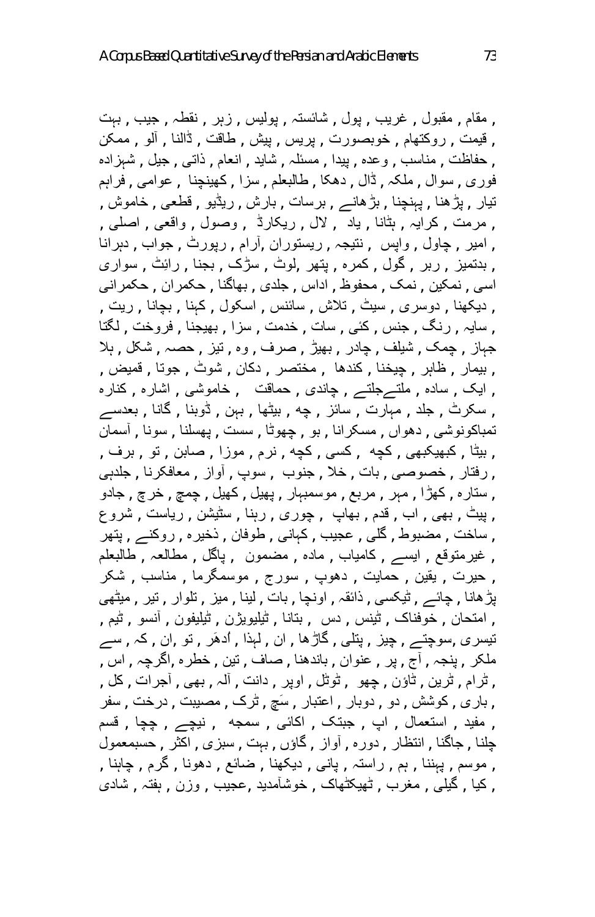, مقام , مقبول , غریب , پول , شائستہ , پولیس , زہر , نقطہ , جیب , بہت
, قیمت , روکتھام , خوبصورت , پریس , پیش , طاقت , ڈالنا , آلو , ممکن
, حفاظت , مناسب , وعدہ , پیدا , مسئلہ , شاید , انعام , ذاتی , جیل , شہزادہ
فوری , سوال , ملکہ , ڈال , دھکا , طالبعلم , سزا , کھینچنا , عوامی , فراہم
تیار , پڑھنا , پہنچنا , بڑھانے , برسات , بارش , ریڈیو , قطعی , خاموش ,
, مرمت , کرایہ , ہٹانا , یاد , لال , ریکارڈ , وصول , واقعی , اصلی ,
, امیر , چاول , واپس , نتیجہ , ریستوران ,آرام , رپورٹ , جواب , دہرانا
, بدتمیز , ربر , گول , کمرہ , پتھر ,لوٹ , سڑک , بجنا , رائٹ , سواری
اسی , نمکین , نمک , محفوظ , اداس , جلدی , بھاگنا , حکمران , حکمرانی
, دیکھنا , دوسری , سیٹ , تلاش , سائنس , اسکول , کہنا , بچانا , ریت ,
, سایہ , رنگ , جنس , کئی , سات , خدمت , سزا , بھیجنا , فروخت , لگتا
جہاز , چمک , شیلف , چادر , بھیڑ , صرف , وہ , تیز , حصہ , شکل , ہلا
, بیمار , ظاہر , چیخنا , کندھا , مختصر , دکان , شوٹ , جوتا , قمیض ,
, ایک , سادہ , ملتےجلتے , چاندی , حماقت , خاموشی , اشارہ , کنارہ
, سکرٹ , جلد , مہارت , سائز , چہ , بیٹھا , بہن , ڈوبنا , گانا , بعدسے
تمباکونوشی , دھواں , مسکرانا , بو , چھوٹا , سست , پھسلنا , سونا , آسمان
, بیٹا , کبھیکبھی , کچھ , کسی , کچھ , نرم , موزا , صابن , تو , برف ,
, رفتار , خصوصی , بات , خلا , جنوب , سوپ , آواز , معافکرنا , جلدہی
, ستارہ , کھڑا , مہر , مربع , موسمبہار , پھیل , کھیل , چمچ , خرچ , جادو
, پیٹ , بھی , اب , قدم , بھاپ , چوری , رہنا , سٹیشن , ریاست , شروع
, ساخت , مضبوط , گلی , عجیب , کہانی , طوفان , ذخیرہ , روکنے , پتھر
, غیرمتوقع , ایسے , کامیاب , مادہ , مضمون , پاگل , مطالعہ , طالبعلم
, حیرت , یقین , حمایت , دھوپ , سورج , موسمگرما , مناسب , شکر
پڑھانا , چائے , ٹیکسی , ذائقہ , اونچا , بات , لینا , میز , تلوار , تیر , میٹھی
, امتحان , خوفناک , ٹینس , دس , بتانا , ٹیلیویژن , ٹیلیفون , آنسو , ٹیم ,
تیسری ,سوچتے , چیز , پتلی , گاڑھا , ان , لہٰذا , اُدھَر , تو ,ان , کہ , سے
ملکر , پنجہ , آج , پر , عنوان , باندھنا , صاف , تین , خطرہ ,اگرچہ , اس ,
, ٹرام , ٹرین , ٹاؤن , چھو , ٹوٹل , اوپر , دانت , آلہ , بھی , آجرات , کل ,
, باری , کوشش , دو , دوبار , اعتبار , سَچ , ٹرک , مصیبت , درخت , سفر
, مفید , استعمال , اپ , جبتک , اکائی , سمجھ , نیچے , چچا , قسم
چلنا , جاگنا , انتظار , دورہ , آواز , گاؤں , بہت , سبزی , اکثر , حسبمعمول
, موسم , پہننا , ہم , راستہ , پانی , دیکھنا , ضائع , دھونا , گرم , چاہنا ,
, کیا , گیلی , مغرب , ٹھیکٹھاک , خوشآمدید ,عجیب , وزن , ہفتہ , شادی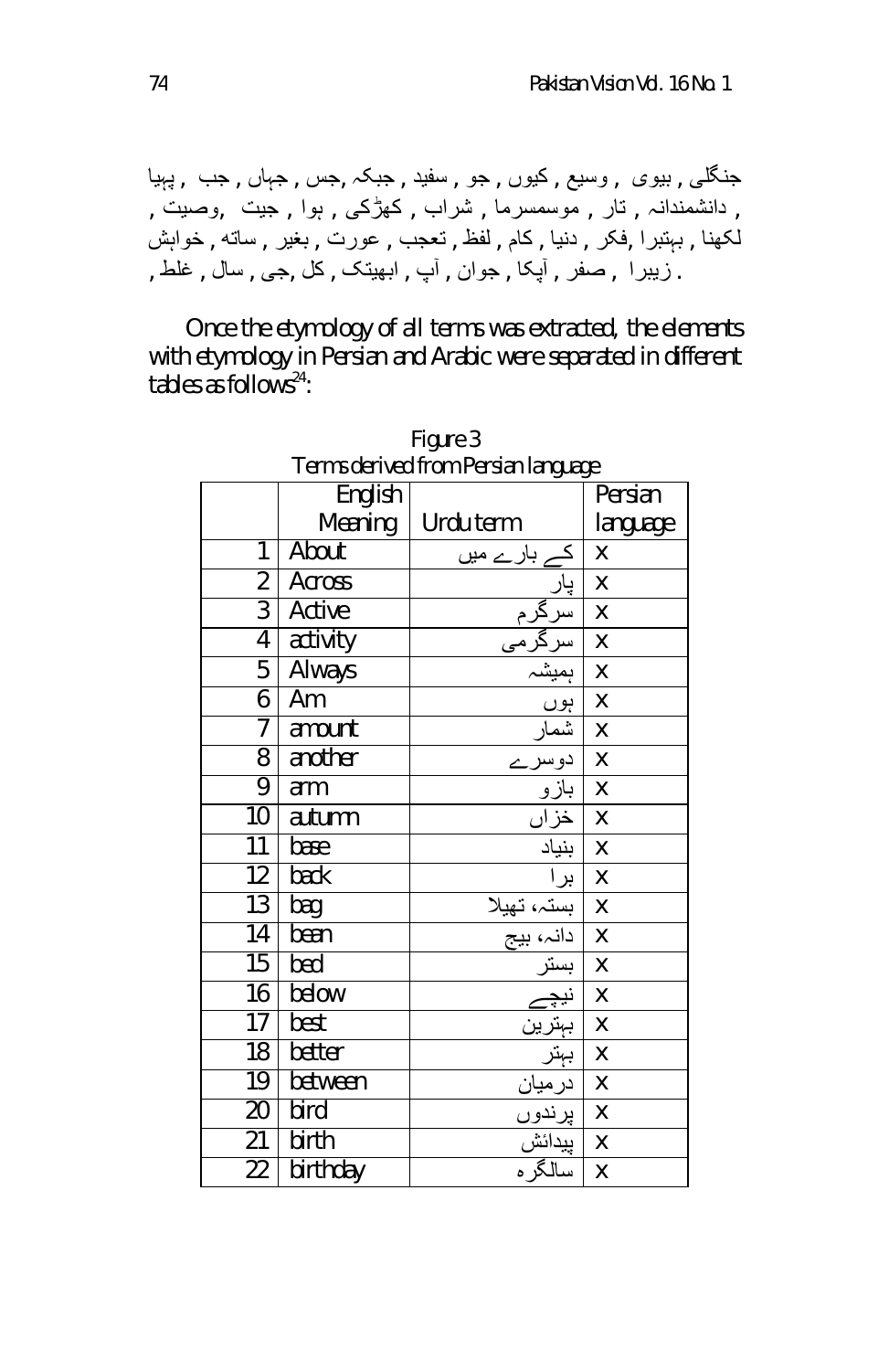جنگلی , بیوی , وسیع , کیوں , جو , سفید , جبکہ ,جس , جہاں , جب , پہیا , دانشمندانہ , تار , موسمسرما , شراب , کھڑکی , ہوا , جیت ,وصیت , لکھنا , بہتبرا ,فکر , دنیا , کام , لفظ , تعجب , عورت , بغیر , ساتھ , خواہش , غلط , سال , جی , کل , ابھیتک , آپ , جوان , آپکا , صفر , زیبرا .

Once the etymology of all terms was extracted, the elements with etymology in Persian and Arabic were separated in different tables as follows[24]:

Figure 3
Terms derived from Persian language

| | English Meaning | Urdu term | Persian language |
|---|---|---|---|
| 1 | About | کے بارے میں | x |
| 2 | Across | پار | x |
| 3 | Active | سرگرم | x |
| 4 | activity | سرگرمی | x |
| 5 | Always | ہمیشہ | x |
| 6 | Am | ہوں | x |
| 7 | amount | شمار | x |
| 8 | another | دوسرے | x |
| 9 | arm | بازو | x |
| 10 | autumn | خزاں | x |
| 11 | base | بنیاد | x |
| 12 | back | برا | x |
| 13 | bag | بستہ، تھیلا | x |
| 14 | bean | دانہ، بیج | x |
| 15 | bed | بستر | x |
| 16 | below | نیچے | x |
| 17 | best | بہترین | x |
| 18 | better | بہتر | x |
| 19 | between | درمیان | x |
| 20 | bird | پرندوں | x |
| 21 | birth | پیدائش | x |
| 22 | birthday | سالگرہ | x |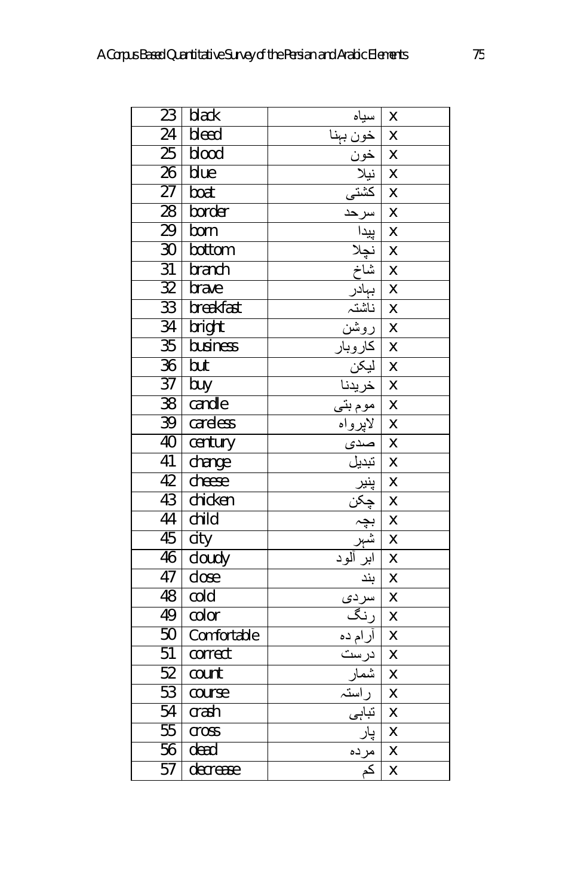| 23 | black | سیاہ | x |
|---|---|---|---|
| 24 | bleed | خون بہنا | x |
| 25 | blood | خون | x |
| 26 | blue | نیلا | x |
| 27 | boat | کشتی | x |
| 28 | border | سرحد | x |
| 29 | born | پیدا | x |
| 30 | bottom | نچلا | x |
| 31 | branch | شاخ | x |
| 32 | brave | بہادر | x |
| 33 | breakfast | ناشتہ | x |
| 34 | bright | روشن | x |
| 35 | business | کاروبار | x |
| 36 | but | لیکن | x |
| 37 | buy | خریدنا | x |
| 38 | candle | موم بتی | x |
| 39 | careless | لاپرواہ | x |
| 40 | century | صدی | x |
| 41 | change | تبدیل | x |
| 42 | cheese | پنیر | x |
| 43 | chicken | چکن | x |
| 44 | child | بچہ | x |
| 45 | city | شہر | x |
| 46 | cloudy | ابر آلود | x |
| 47 | close | بند | x |
| 48 | cold | سردی | x |
| 49 | color | رنگ | x |
| 50 | Comfortable | آرام دہ | x |
| 51 | correct | درست | x |
| 52 | count | شمار | x |
| 53 | course | راستہ | x |
| 54 | crash | تباہی | x |
| 55 | cross | پار | x |
| 56 | dead | مردہ | x |
| 57 | decrease | کم | x |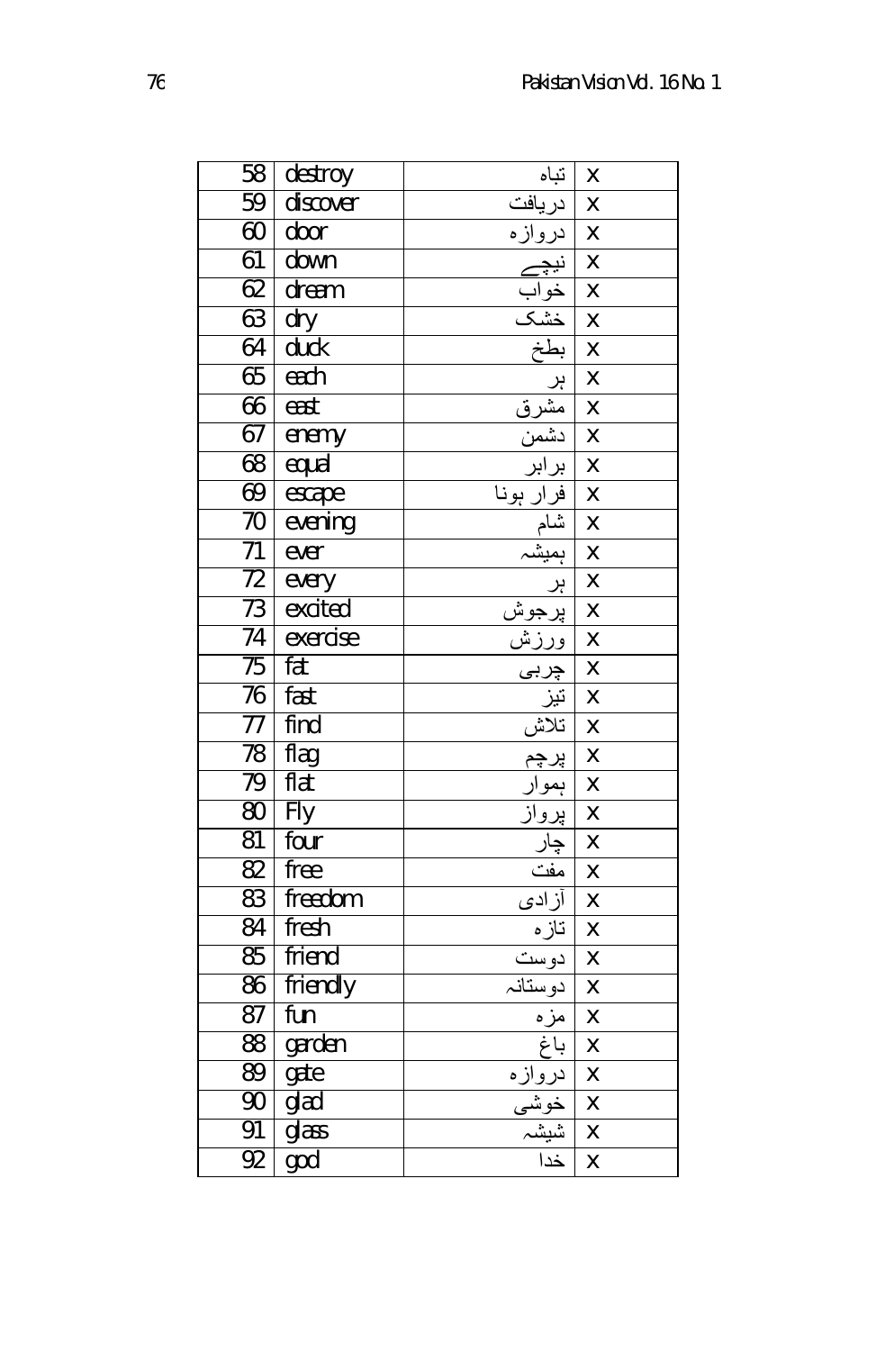| 58 | destroy | تباہ | x |
|---|---|---|---|
| 59 | discover | دریافت | x |
| 60 | door | دروازہ | x |
| 61 | down | نیچے | x |
| 62 | dream | خواب | x |
| 63 | dry | خشک | x |
| 64 | duck | بطخ | x |
| 65 | each | ہر | x |
| 66 | east | مشرق | x |
| 67 | enemy | دشمن | x |
| 68 | equal | برابر | x |
| 69 | escape | فرار ہونا | x |
| 70 | evening | شام | x |
| 71 | ever | ہمیشہ | x |
| 72 | every | ہر | x |
| 73 | excited | پرجوش | x |
| 74 | exercise | ورزش | x |
| 75 | fat | چربی | x |
| 76 | fast | تیز | x |
| 77 | find | تلاش | x |
| 78 | flag | پرچم | x |
| 79 | flat | ہموار | x |
| 80 | Fly | پرواز | x |
| 81 | four | چار | x |
| 82 | free | مفت | x |
| 83 | freedom | آزادی | x |
| 84 | fresh | تازہ | x |
| 85 | friend | دوست | x |
| 86 | friendly | دوستانہ | x |
| 87 | fun | مزہ | x |
| 88 | garden | باغ | x |
| 89 | gate | دروازہ | x |
| 90 | glad | خوشی | x |
| 91 | glass | شیشہ | x |
| 92 | god | خدا | x |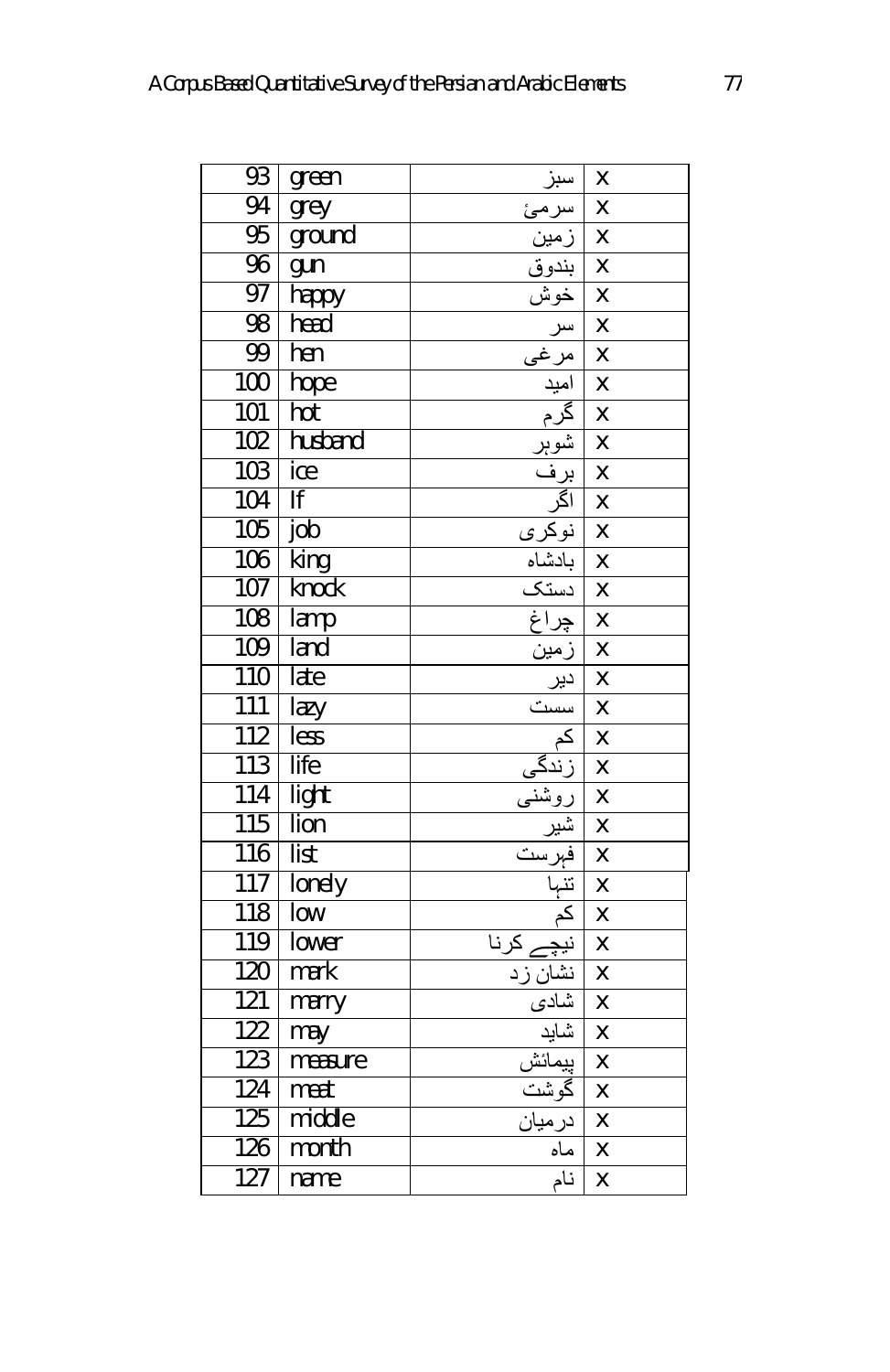| 93 | green | سبز | x |
|---|---|---|---|
| 94 | grey | سرمئ | x |
| 95 | ground | زمین | x |
| 96 | gun | بندوق | x |
| 97 | happy | خوش | x |
| 98 | head | سر | x |
| 99 | hen | مرغی | x |
| 100 | hope | امید | x |
| 101 | hot | گرم | x |
| 102 | husband | شوہر | x |
| 103 | ice | برف | x |
| 104 | If | اگر | x |
| 105 | job | نوکری | x |
| 106 | king | بادشاہ | x |
| 107 | knock | دستک | x |
| 108 | lamp | چراغ | x |
| 109 | land | زمین | x |
| 110 | late | دیر | x |
| 111 | lazy | سست | x |
| 112 | less | کم | x |
| 113 | life | زندگی | x |
| 114 | light | روشنی | x |
| 115 | lion | شیر | x |
| 116 | list | فہرست | x |
| 117 | lonely | تنہا | x |
| 118 | low | کم | x |
| 119 | lower | نیچے کرنا | x |
| 120 | mark | نشان زد | x |
| 121 | marry | شادی | x |
| 122 | may | شاید | x |
| 123 | measure | پیمائش | x |
| 124 | meat | گوشت | x |
| 125 | middle | درمیان | x |
| 126 | month | ماہ | x |
| 127 | name | نام | x |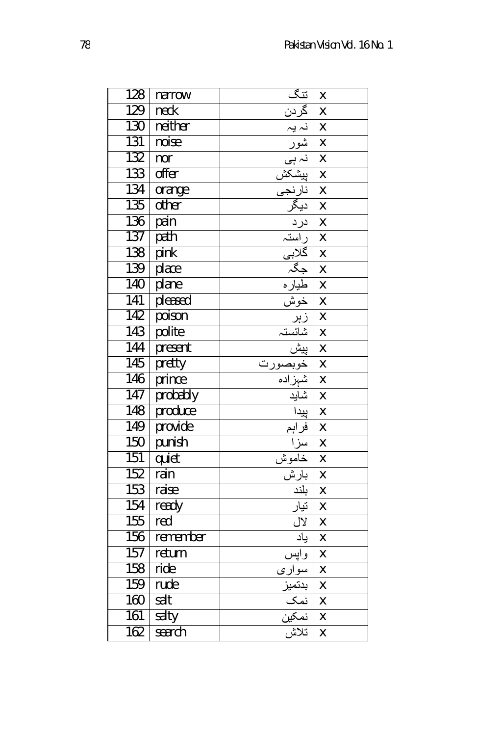| 128 | narrow | تنگ | x |
|---|---|---|---|
| 129 | neck | گردن | x |
| 130 | neither | نہ یہ | x |
| 131 | noise | شور | x |
| 132 | nor | نہ ہی | x |
| 133 | offer | پیشکش | x |
| 134 | orange | نارنجی | x |
| 135 | other | دیگر | x |
| 136 | pain | درد | x |
| 137 | path | راستہ | x |
| 138 | pink | گلابی | x |
| 139 | place | جگہ | x |
| 140 | plane | طیارہ | x |
| 141 | pleased | خوش | x |
| 142 | poison | زہر | x |
| 143 | polite | شائستہ | x |
| 144 | present | پیش | x |
| 145 | pretty | خوبصورت | x |
| 146 | prince | شہزادہ | x |
| 147 | probably | شاید | x |
| 148 | produce | پیدا | x |
| 149 | provide | فراہم | x |
| 150 | punish | سزا | x |
| 151 | quiet | خاموش | x |
| 152 | rain | بارش | x |
| 153 | raise | بلند | x |
| 154 | ready | تیار | x |
| 155 | red | لال | x |
| 156 | remember | یاد | x |
| 157 | return | واپس | x |
| 158 | ride | سواری | x |
| 159 | rude | بدتمیز | x |
| 160 | salt | نمک | x |
| 161 | salty | نمکین | x |
| 162 | search | تلاش | x |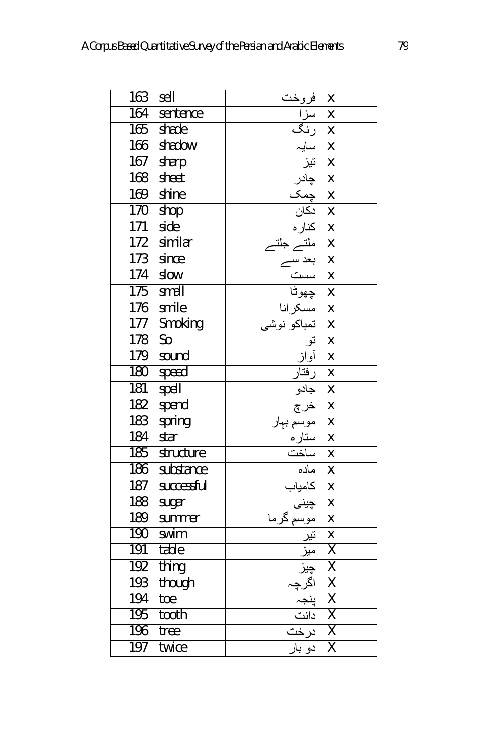| 163 | sell | فروخت | x |
|---|---|---|---|
| 164 | sentence | سزا | x |
| 165 | shade | رنگ | x |
| 166 | shadow | سایہ | x |
| 167 | sharp | تیز | x |
| 168 | sheet | چادر | x |
| 169 | shine | چمک | x |
| 170 | shop | دکان | x |
| 171 | side | کنارہ | x |
| 172 | similar | ملتے جلتے | x |
| 173 | since | بعد سے | x |
| 174 | slow | سست | x |
| 175 | small | چھوٹا | x |
| 176 | smile | مسکرانا | x |
| 177 | Smoking | تمباکو نوشی | x |
| 178 | So | تو | x |
| 179 | sound | آواز | x |
| 180 | speed | رفتار | x |
| 181 | spell | جادو | x |
| 182 | spend | خرچ | x |
| 183 | spring | موسم بہار | x |
| 184 | star | ستارہ | x |
| 185 | structure | ساخت | x |
| 186 | substance | مادہ | x |
| 187 | successful | کامیاب | x |
| 188 | sugar | چینی | x |
| 189 | summer | موسم گرما | x |
| 190 | swim | تیر | x |
| 191 | table | میز | X |
| 192 | thing | چیز | X |
| 193 | though | اگرچہ | X |
| 194 | toe | پنجہ | X |
| 195 | tooth | دانت | X |
| 196 | tree | درخت | X |
| 197 | twice | دو بار | X |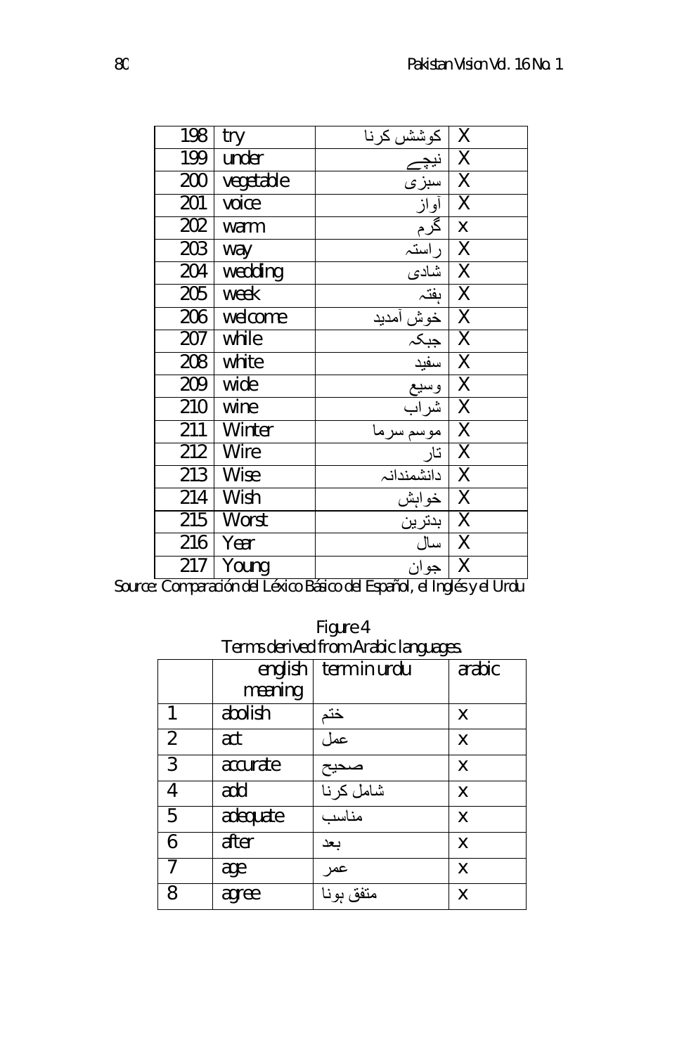| 198 | try | کوشش کرنا | X |
|---|---|---|---|
| 199 | under | نیچے | X |
| 200 | vegetable | سبزی | X |
| 201 | voice | آواز | X |
| 202 | warm | گرم | x |
| 203 | way | راستہ | X |
| 204 | wedding | شادی | X |
| 205 | week | ہفتہ | X |
| 206 | welcome | خوش آمدید | X |
| 207 | while | جبکہ | X |
| 208 | white | سفید | X |
| 209 | wide | وسیع | X |
| 210 | wine | شراب | X |
| 211 | Winter | موسم سرما | X |
| 212 | Wire | تار | X |
| 213 | Wise | دانشمندانہ | X |
| 214 | Wish | خواہش | X |
| 215 | Worst | بدترین | X |
| 216 | Year | سال | X |
| 217 | Young | جوان | X |

Source: Comparación del Léxico Básico del Español, el Inglés y el Urdu

Figure 4
Terms derived from Arabic languages.

| | english meaning | term in urdu | arabic |
|---|---|---|---|
| 1 | abolish | ختم | x |
| 2 | act | عمل | x |
| 3 | accurate | صحیح | x |
| 4 | add | شامل کرنا | x |
| 5 | adequate | مناسب | x |
| 6 | after | بعد | x |
| 7 | age | عمر | x |
| 8 | agree | متفق ہونا | x |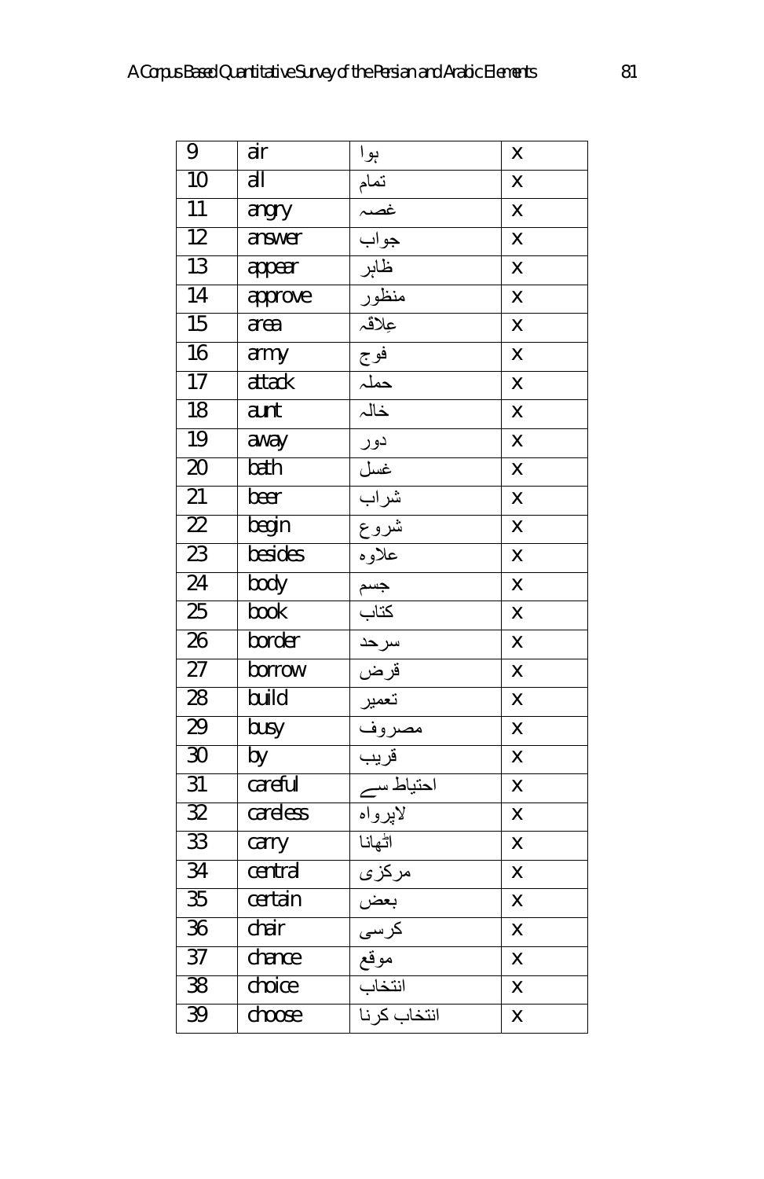| 9 | air | ہوا | x |
|---|---|---|---|
| 10 | all | تمام | x |
| 11 | angry | غصہ | x |
| 12 | answer | جواب | x |
| 13 | appear | ظاہر | x |
| 14 | approve | منظور | x |
| 15 | area | عِلاقہ | x |
| 16 | army | فوج | x |
| 17 | attack | حملہ | x |
| 18 | aunt | خالہ | x |
| 19 | away | دور | x |
| 20 | bath | غسل | x |
| 21 | beer | شراب | x |
| 22 | begin | شروع | x |
| 23 | besides | علاوہ | x |
| 24 | body | جسم | x |
| 25 | book | کتاب | x |
| 26 | border | سرحد | x |
| 27 | borrow | قرض | x |
| 28 | build | تعمیر | x |
| 29 | busy | مصروف | x |
| 30 | by | قریب | x |
| 31 | careful | احتیاط سے | x |
| 32 | careless | لاپرواہ | x |
| 33 | carry | اٹھانا | x |
| 34 | central | مرکزی | x |
| 35 | certain | بعض | x |
| 36 | chair | کرسی | x |
| 37 | chance | موقع | x |
| 38 | choice | انتخاب | x |
| 39 | choose | انتخاب کرنا | x |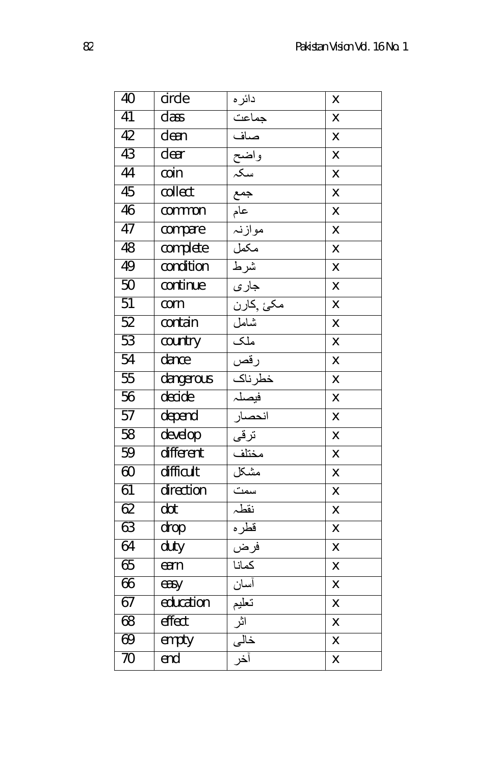| 40 | circle | دائرہ | x |
|---|---|---|---|
| 41 | class | جماعت | x |
| 42 | clean | صاف | x |
| 43 | clear | واضح | x |
| 44 | coin | سکہ | x |
| 45 | collect | جمع | x |
| 46 | common | عام | x |
| 47 | compare | موازنہ | x |
| 48 | complete | مکمل | x |
| 49 | condition | شرط | x |
| 50 | continue | جاری | x |
| 51 | corn | مکئ ,کارن | x |
| 52 | contain | شامل | x |
| 53 | country | ملک | x |
| 54 | dance | رقص | x |
| 55 | dangerous | خطرناک | x |
| 56 | decide | فیصلہ | x |
| 57 | depend | انحصار | x |
| 58 | develop | ترقی | x |
| 59 | different | مختلف | x |
| 60 | difficult | مشکل | x |
| 61 | direction | سمت | x |
| 62 | dot | نقطہ | x |
| 63 | drop | قطرہ | x |
| 64 | duty | فرض | x |
| 65 | earn | کمانا | x |
| 66 | easy | آسان | x |
| 67 | education | تعلیم | x |
| 68 | effect | اثر | x |
| 69 | empty | خالی | x |
| 70 | end | آخر | x |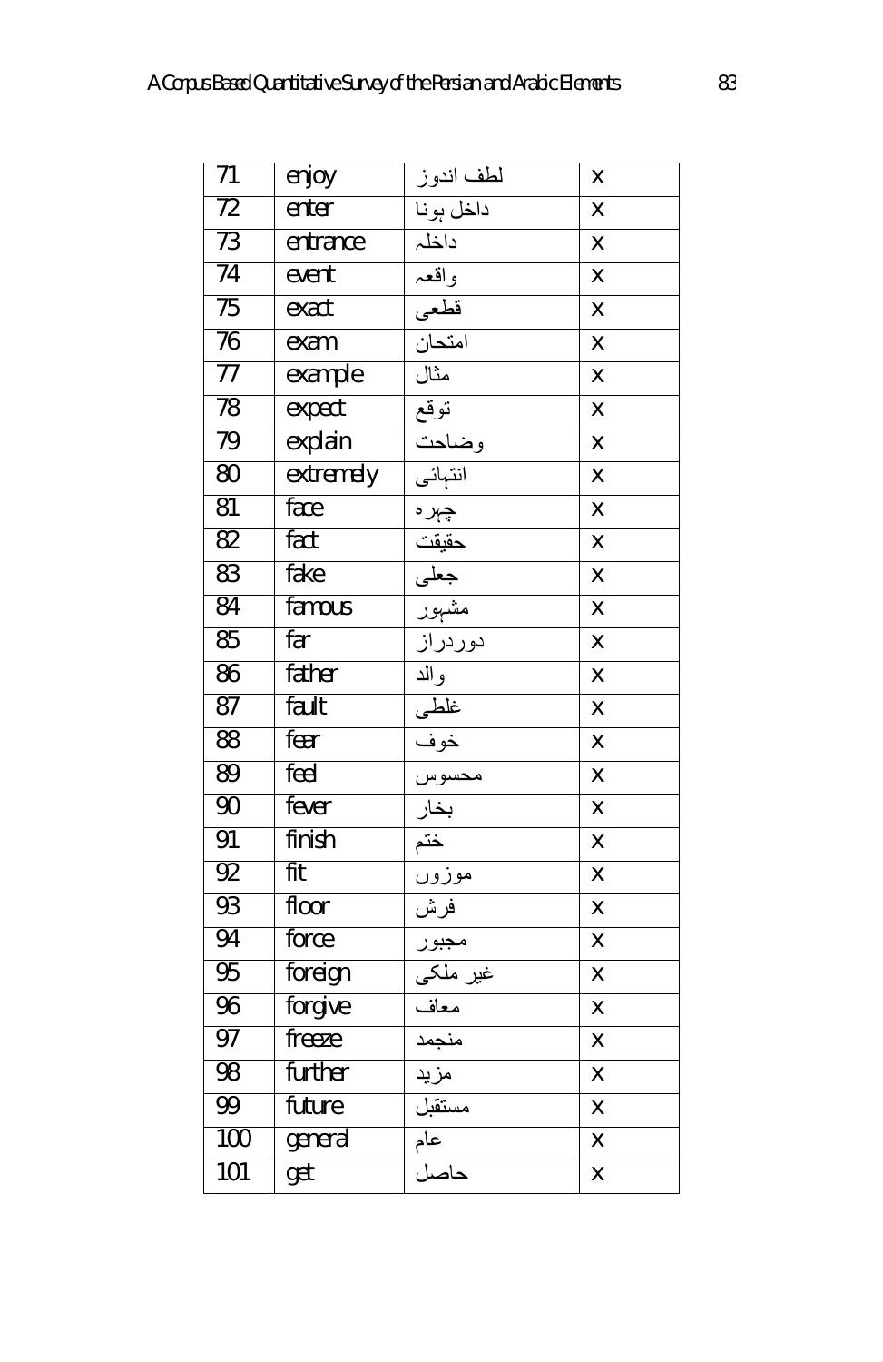| | | | |
|---|---|---|---|
| 71 | enjoy | لطف اندوز | x |
| 72 | enter | داخل ہونا | x |
| 73 | entrance | داخلہ | x |
| 74 | event | واقعہ | x |
| 75 | exact | قطعی | x |
| 76 | exam | امتحان | x |
| 77 | example | مثال | x |
| 78 | expect | توقع | x |
| 79 | explain | وضاحت | x |
| 80 | extremely | انتہائی | x |
| 81 | face | چہرہ | x |
| 82 | fact | حقیقت | x |
| 83 | fake | جعلی | x |
| 84 | famous | مشہور | x |
| 85 | far | دوردراز | x |
| 86 | father | والد | x |
| 87 | fault | غلطی | x |
| 88 | fear | خوف | x |
| 89 | feel | محسوس | x |
| 90 | fever | بخار | x |
| 91 | finish | ختم | x |
| 92 | fit | موزوں | x |
| 93 | floor | فرش | x |
| 94 | force | مجبور | x |
| 95 | foreign | غیر ملکی | x |
| 96 | forgive | معاف | x |
| 97 | freeze | منجمد | x |
| 98 | further | مزید | x |
| 99 | future | مستقبل | x |
| 100 | general | عام | x |
| 101 | get | حاصل | x |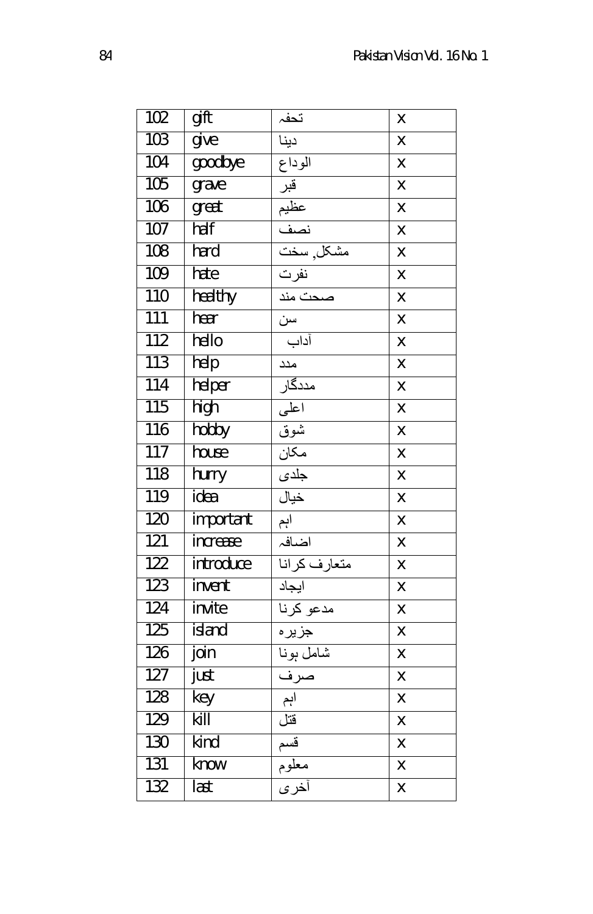| 102 | gift | تحفہ | x |
|---|---|---|---|
| 103 | give | دینا | x |
| 104 | goodbye | الوداع | x |
| 105 | grave | قبر | x |
| 106 | great | عظیم | x |
| 107 | half | نصف | x |
| 108 | hard | مشکل, سخت | x |
| 109 | hate | نفرت | x |
| 110 | healthy | صحت مند | x |
| 111 | hear | سن | x |
| 112 | hello | آداب | x |
| 113 | help | مدد | x |
| 114 | helper | مددگار | x |
| 115 | high | اعلی | x |
| 116 | hobby | شوق | x |
| 117 | house | مکان | x |
| 118 | hurry | جلدی | x |
| 119 | idea | خیال | x |
| 120 | important | اہم | x |
| 121 | increase | اضافہ | x |
| 122 | introduce | متعارف کرانا | x |
| 123 | invent | ایجاد | x |
| 124 | invite | مدعو کرنا | x |
| 125 | island | جزیرہ | x |
| 126 | join | شامل ہونا | x |
| 127 | just | صرف | x |
| 128 | key | اہم | x |
| 129 | kill | قتل | x |
| 130 | kind | قسم | x |
| 131 | know | معلوم | x |
| 132 | last | آخری | x |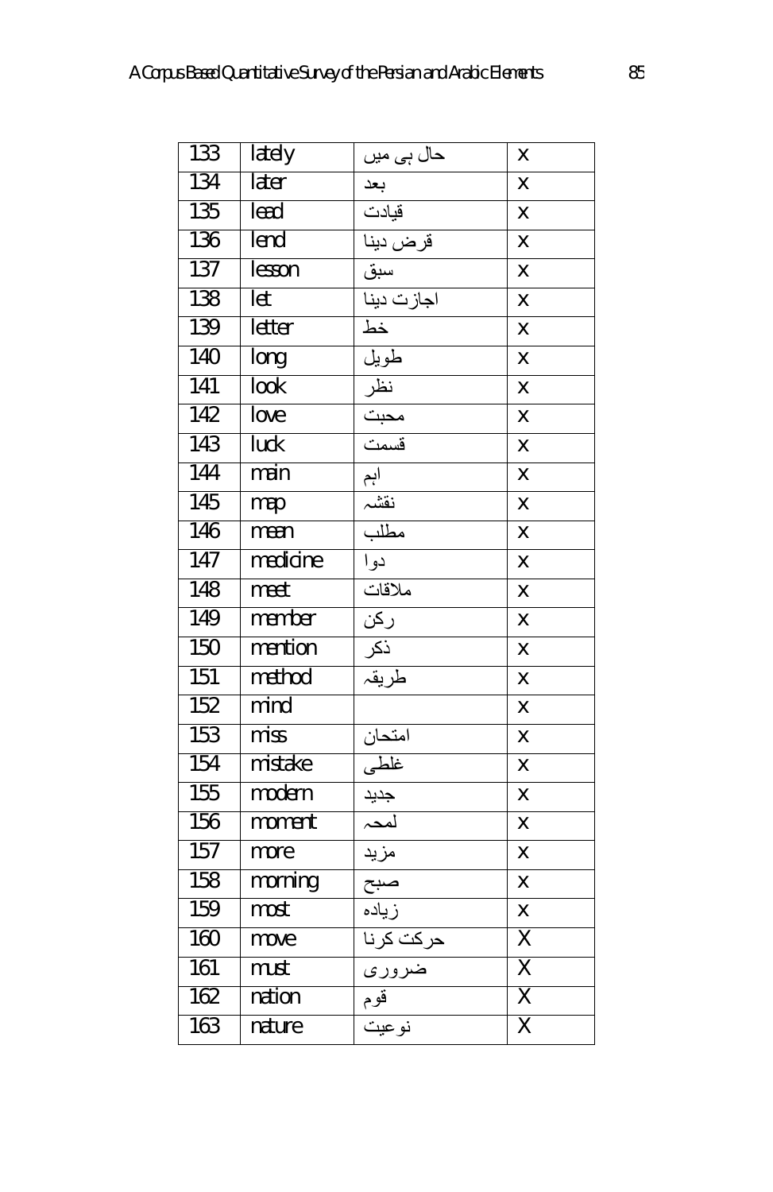| 133 | lately | حال ہی میں | x |
|---|---|---|---|
| 134 | later | بعد | x |
| 135 | lead | قیادت | x |
| 136 | lend | قرض دینا | x |
| 137 | lesson | سبق | x |
| 138 | let | اجازت دینا | x |
| 139 | letter | خط | x |
| 140 | long | طویل | x |
| 141 | look | نظر | x |
| 142 | love | محبت | x |
| 143 | luck | قسمت | x |
| 144 | main | اہم | x |
| 145 | map | نقشہ | x |
| 146 | mean | مطلب | x |
| 147 | medicine | دوا | x |
| 148 | meet | ملاقات | x |
| 149 | member | رکن | x |
| 150 | mention | ذکر | x |
| 151 | method | طریقہ | x |
| 152 | mind | | x |
| 153 | miss | امتحان | x |
| 154 | mistake | غلطی | x |
| 155 | modern | جدید | x |
| 156 | moment | لمحہ | x |
| 157 | more | مزید | x |
| 158 | morning | صبح | x |
| 159 | most | زیادہ | x |
| 160 | move | حرکت کرنا | X |
| 161 | must | ضروری | X |
| 162 | nation | قوم | X |
| 163 | nature | نوعیت | X |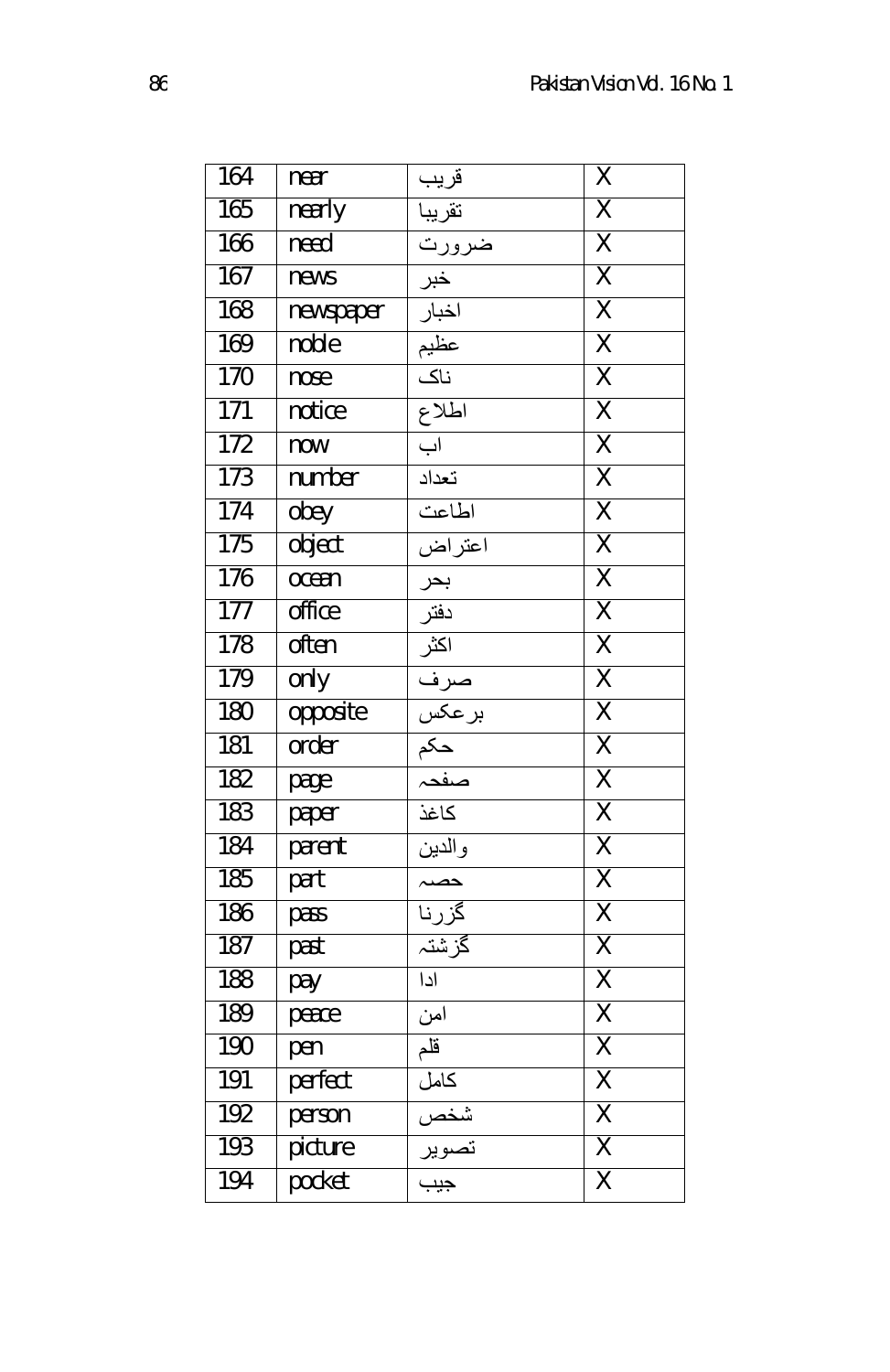| 164 | near | قریب | X |
|---|---|---|---|
| 165 | nearly | تقریبا | X |
| 166 | need | ضرورت | X |
| 167 | news | خبر | X |
| 168 | newspaper | اخبار | X |
| 169 | noble | عظیم | X |
| 170 | nose | ناک | X |
| 171 | notice | اطلاع | X |
| 172 | now | اب | X |
| 173 | number | تعداد | X |
| 174 | obey | اطاعت | X |
| 175 | object | اعتراض | X |
| 176 | ocean | بحر | X |
| 177 | office | دفتر | X |
| 178 | often | اکثر | X |
| 179 | only | صرف | X |
| 180 | opposite | برعکس | X |
| 181 | order | حکم | X |
| 182 | page | صفحہ | X |
| 183 | paper | کاغذ | X |
| 184 | parent | والدین | X |
| 185 | part | حصہ | X |
| 186 | pass | گزرنا | X |
| 187 | past | گزشتہ | X |
| 188 | pay | ادا | X |
| 189 | peace | امن | X |
| 190 | pen | قلم | X |
| 191 | perfect | کامل | X |
| 192 | person | شخص | X |
| 193 | picture | تصویر | X |
| 194 | pocket | جیب | X |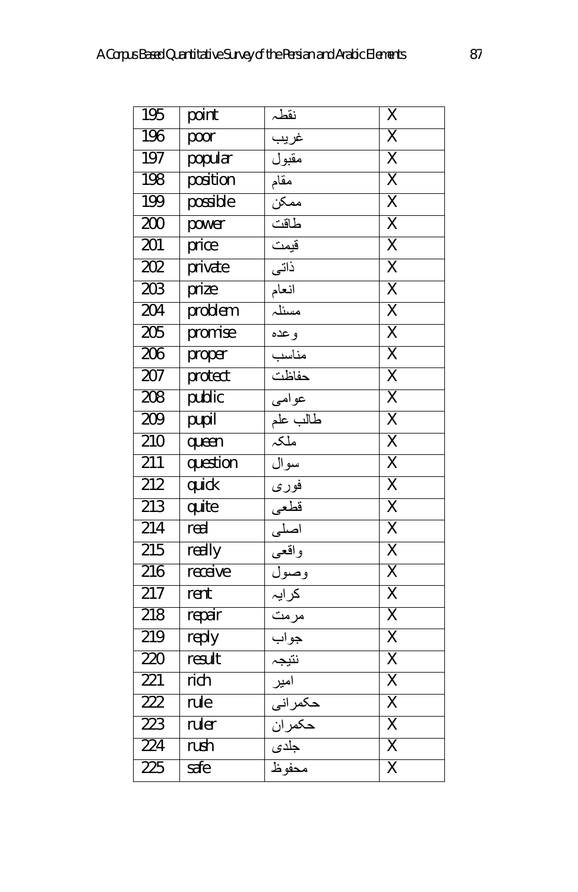| 195 | point | نقطہ | X |
|---|---|---|---|
| 196 | poor | غریب | X |
| 197 | popular | مقبول | X |
| 198 | position | مقام | X |
| 199 | possible | ممکن | X |
| 200 | power | طاقت | X |
| 201 | price | قیمت | X |
| 202 | private | ذاتی | X |
| 203 | prize | انعام | X |
| 204 | problem | مسئلہ | X |
| 205 | promise | وعدہ | X |
| 206 | proper | مناسب | X |
| 207 | protect | حفاظت | X |
| 208 | public | عوامی | X |
| 209 | pupil | طالب علم | X |
| 210 | queen | ملکہ | X |
| 211 | question | سوال | X |
| 212 | quick | فوری | X |
| 213 | quite | قطعی | X |
| 214 | real | اصلی | X |
| 215 | really | واقعی | X |
| 216 | receive | وصول | X |
| 217 | rent | کرایہ | X |
| 218 | repair | مرمت | X |
| 219 | reply | جواب | X |
| 220 | result | نتیجہ | X |
| 221 | rich | امیر | X |
| 222 | rule | حکمرانی | X |
| 223 | ruler | حکمران | X |
| 224 | rush | جلدی | X |
| 225 | safe | محفوظ | X |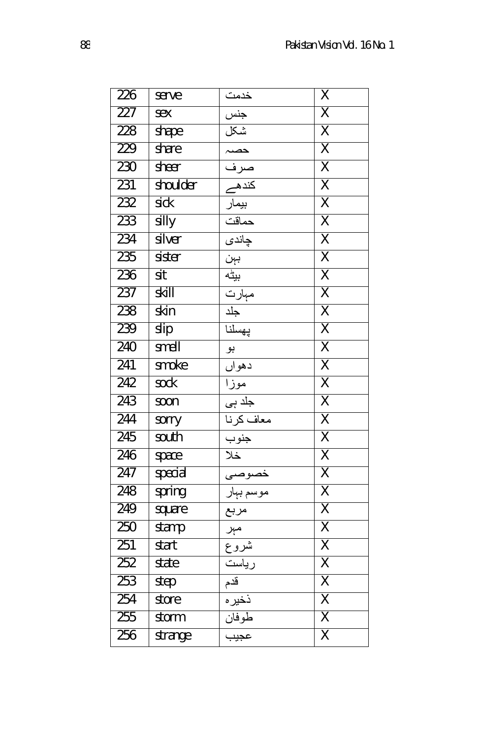| 226 | serve | خدمت | X |
|---|---|---|---|
| 227 | sex | جنس | X |
| 228 | shape | شکل | X |
| 229 | share | حصہ | X |
| 230 | sheer | صرف | X |
| 231 | shoulder | کندھے | X |
| 232 | sick | بیمار | X |
| 233 | silly | حماقت | X |
| 234 | silver | چاندی | X |
| 235 | sister | بہن | X |
| 236 | sit | بیٹھ | X |
| 237 | skill | مہارت | X |
| 238 | skin | جلد | X |
| 239 | slip | پھسلنا | X |
| 240 | smell | بو | X |
| 241 | smoke | دھواں | X |
| 242 | sock | موزا | X |
| 243 | soon | جلد ہی | X |
| 244 | sorry | معاف کرنا | X |
| 245 | south | جنوب | X |
| 246 | space | خلا | X |
| 247 | special | خصوصی | X |
| 248 | spring | موسم بہار | X |
| 249 | square | مربع | X |
| 250 | stamp | مہر | X |
| 251 | start | شروع | X |
| 252 | state | ریاست | X |
| 253 | step | قدم | X |
| 254 | store | ذخیرہ | X |
| 255 | storm | طوفان | X |
| 256 | strange | عجیب | X |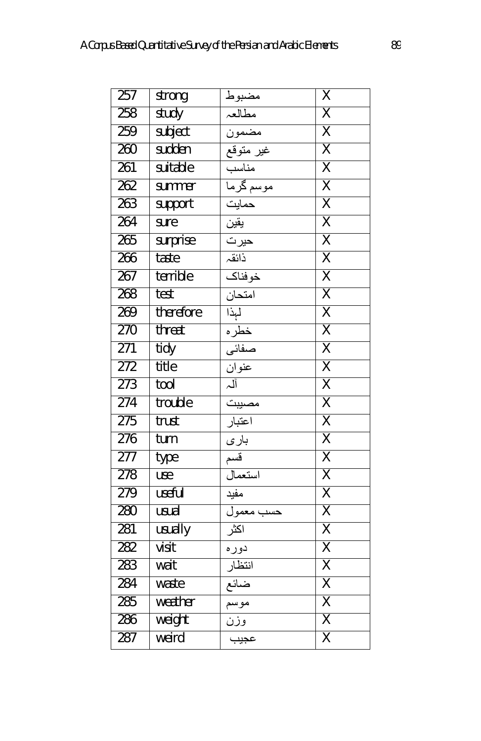| 257 | strong | مضبوط | X |
|---|---|---|---|
| 258 | study | مطالعہ | X |
| 259 | subject | مضمون | X |
| 260 | sudden | غیر متوقع | X |
| 261 | suitable | مناسب | X |
| 262 | summer | موسم گرما | X |
| 263 | support | حمایت | X |
| 264 | sure | یقین | X |
| 265 | surprise | حیرت | X |
| 266 | taste | ذائقہ | X |
| 267 | terrible | خوفناک | X |
| 268 | test | امتحان | X |
| 269 | therefore | لہذا | X |
| 270 | threat | خطرہ | X |
| 271 | tidy | صفائی | X |
| 272 | title | عنوان | X |
| 273 | tool | آلہ | X |
| 274 | trouble | مصیبت | X |
| 275 | trust | اعتبار | X |
| 276 | turn | باری | X |
| 277 | type | قسم | X |
| 278 | use | استعمال | X |
| 279 | useful | مفید | X |
| 280 | usual | حسب معمول | X |
| 281 | usually | اکثر | X |
| 282 | visit | دورہ | X |
| 283 | wait | انتظار | X |
| 284 | waste | ضائع | X |
| 285 | weather | موسم | X |
| 286 | weight | وزن | X |
| 287 | weird | عجیب | X |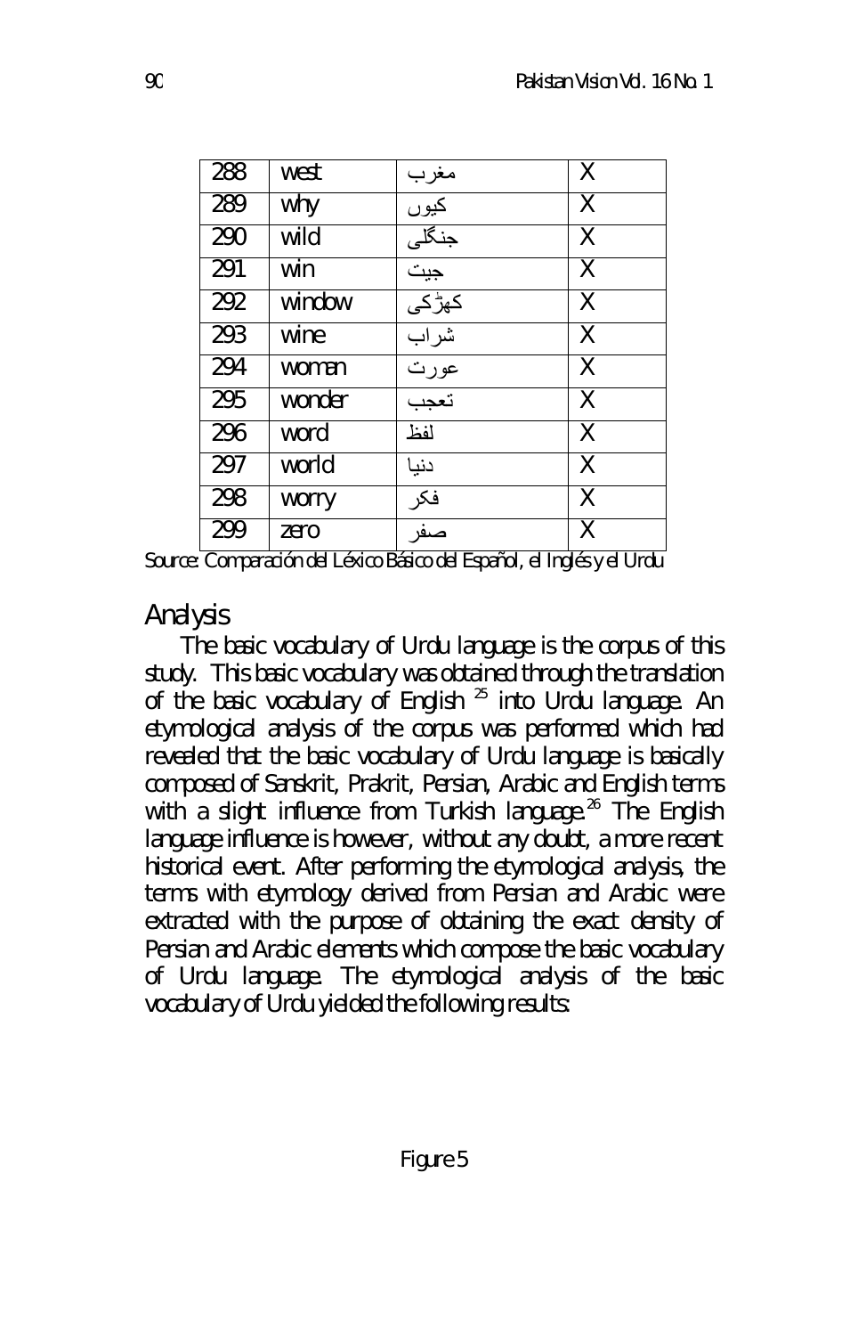| 288 | west | مغرب | X |
|---|---|---|---|
| 289 | why | کیوں | X |
| 290 | wild | جنگلی | X |
| 291 | win | جیت | X |
| 292 | window | کھڑکی | X |
| 293 | wine | شراب | X |
| 294 | woman | عورت | X |
| 295 | wonder | تعجب | X |
| 296 | word | لفظ | X |
| 297 | world | دنیا | X |
| 298 | worry | فکر | X |
| 299 | zero | صفر | X |

Source: Comparación del Léxico Básico del Español, el Inglés y el Urdu

## Analysis

The basic vocabulary of Urdu language is the corpus of this study. This basic vocabulary was obtained through the translation of the basic vocabulary of English [25] into Urdu language. An etymological analysis of the corpus was performed which had revealed that the basic vocabulary of Urdu language is basically composed of Sanskrit, Prakrit, Persian, Arabic and English terms with a slight influence from Turkish language.[26] The English language influence is however, without any doubt, a more recent historical event. After performing the etymological analysis, the terms with etymology derived from Persian and Arabic were extracted with the purpose of obtaining the exact density of Persian and Arabic elements which compose the basic vocabulary of Urdu language. The etymological analysis of the basic vocabulary of Urdu yielded the following results:

Figure 5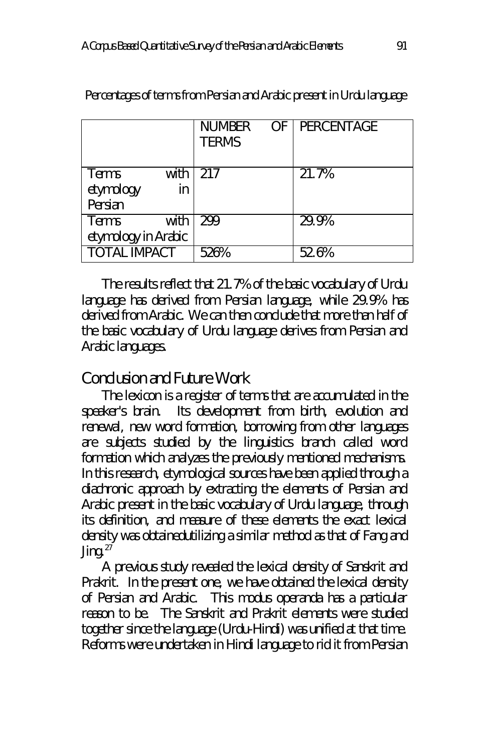Percentages of terms from Persian and Arabic present in Urdu language

| | NUMBER OF TERMS | PERCENTAGE |
|---|---|---|
| Terms with etymology in Persian | 217 | 21.7% |
| Terms with etymology in Arabic | 299 | 29.9% |
| TOTAL IMPACT | 526% | 52.6% |

The results reflect that 21.7% of the basic vocabulary of Urdu language has derived from Persian language, while 29.9% has derived from Arabic. We can then conclude that more than half of the basic vocabulary of Urdu language derives from Persian and Arabic languages.

## Conclusion and Future Work

The lexicon is a register of terms that are accumulated in the speaker's brain. Its development from birth, evolution and renewal, new word formation, borrowing from other languages are subjects studied by the linguistics branch called word formation which analyzes the previously mentioned mechanisms. In this research, etymological sources have been applied through a diachronic approach by extracting the elements of Persian and Arabic present in the basic vocabulary of Urdu language, through its definition, and measure of these elements the exact lexical density was obtainedutilizing a similar method as that of Fang and Jing.[27]

A previous study revealed the lexical density of Sanskrit and Prakrit. In the present one, we have obtained the lexical density of Persian and Arabic. This modus operanda has a particular reason to be. The Sanskrit and Prakrit elements were studied together since the language (Urdu-Hindi) was unified at that time. Reforms were undertaken in Hindi language to rid it from Persian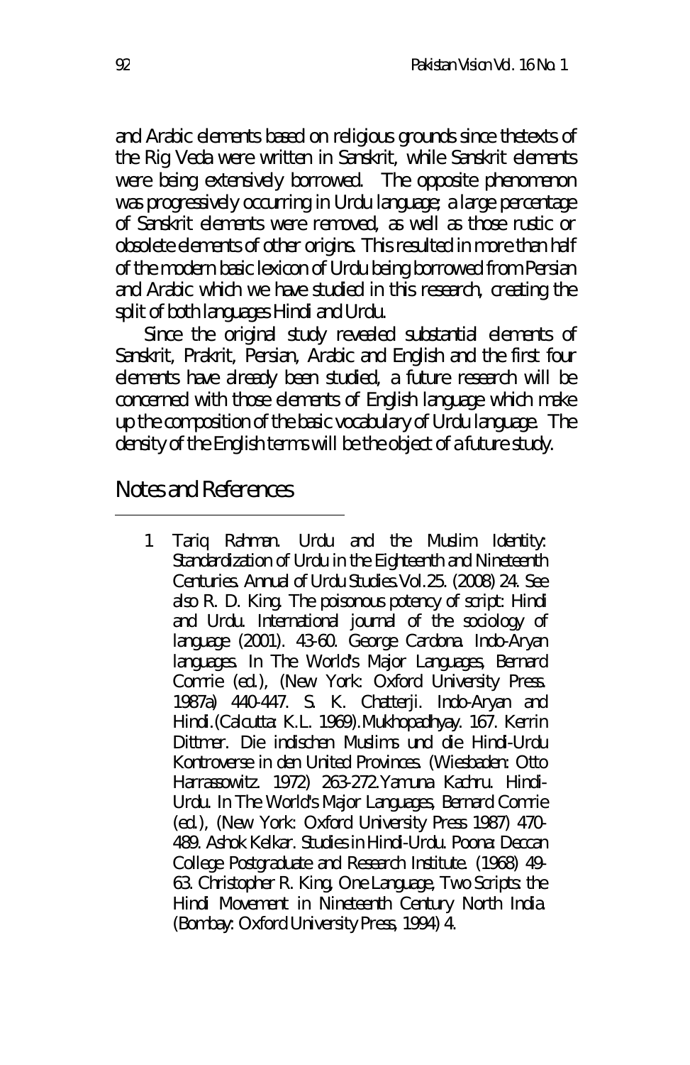and Arabic elements based on religious grounds since thetexts of the Rig Veda were written in Sanskrit, while Sanskrit elements were being extensively borrowed. The opposite phenomenon was progressively occurring in Urdu language; a large percentage of Sanskrit elements were removed, as well as those rustic or obsolete elements of other origins. This resulted in more than half of the modern basic lexicon of Urdu being borrowed from Persian and Arabic which we have studied in this research, creating the split of both languages Hindi and Urdu.

Since the original study revealed substantial elements of Sanskrit, Prakrit, Persian, Arabic and English and the first four elements have already been studied, a future research will be concerned with those elements of English language which make up the composition of the basic vocabulary of Urdu language. The density of the English terms will be the object of a future study.

## Notes and References

1. Tariq Rahman. Urdu and the Muslim Identity: Standardization of Urdu in the Eighteenth and Nineteenth Centuries. Annual of Urdu Studies.Vol.25. (2008) 24. See also R. D. King. The poisonous potency of script: Hindi and Urdu. International journal of the sociology of language (2001). 43-60. George Cardona. Indo-Aryan languages. In The World's Major Languages, Bernard Comrie (ed.), (New York: Oxford University Press. 1987a) 440-447. S. K. Chatterji. Indo-Aryan and Hindi.(Calcutta: K.L. 1969).Mukhopadhyay. 167. Kerrin Dittmer. Die indischen Muslims und die Hindi-Urdu Kontroverse in den United Provinces. (Wiesbaden: Otto Harrassowitz. 1972) 263-272.Yamuna Kachru. Hindi-Urdu. In The World's Major Languages, Bernard Comrie (ed.), (New York: Oxford University Press 1987) 470-489. Ashok Kelkar. Studies in Hindi-Urdu. Poona: Deccan College Postgraduate and Research Institute. (1968) 49-63. Christopher R. King, One Language, Two Scripts: the Hindi Movement in Nineteenth Century North India. (Bombay: Oxford University Press, 1994) 4.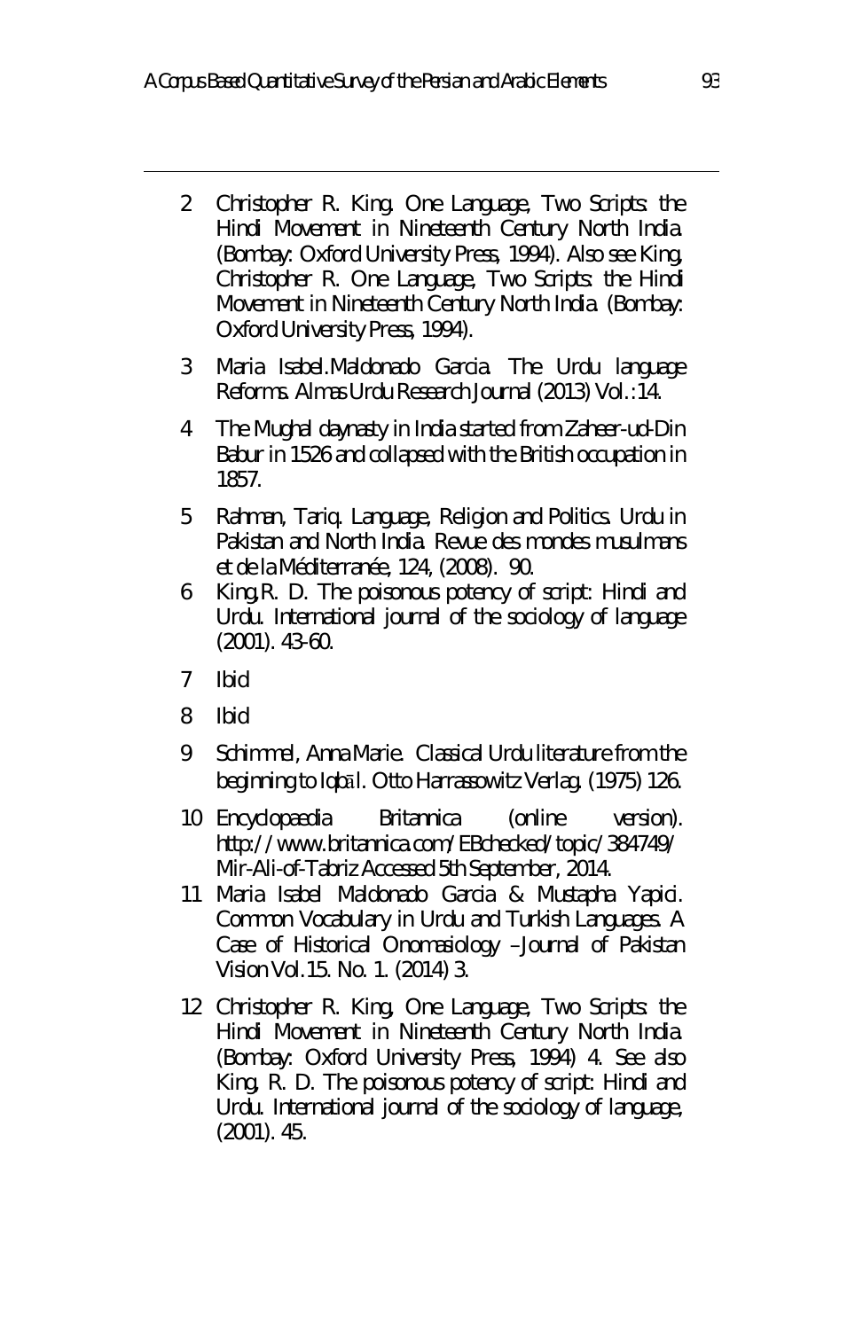2 Christopher R. King. One Language, Two Scripts: the Hindi Movement in Nineteenth Century North India. (Bombay: Oxford University Press, 1994). Also see King, Christopher R. One Language, Two Scripts: the Hindi Movement in Nineteenth Century North India. (Bombay: Oxford University Press, 1994).

3 Maria Isabel.Maldonado Garcia. The Urdu language Reforms. Almas Urdu Research Journal (2013) Vol.:14.

4 The Mughal daynasty in India started from Zaheer-ud-Din Babur in 1526 and collapsed with the British occupation in 1857.

5 Rahman, Tariq. Language, Religion and Politics. Urdu in Pakistan and North India. Revue des mondes musulmans et de la Méditerranée, 124, (2008). 90.

6 King,R. D. The poisonous potency of script: Hindi and Urdu. International journal of the sociology of language (2001). 43-60.

7 Ibid

8 Ibid

9 Schimmel, Anna Marie. Classical Urdu literature from the beginning to Iqbāl. Otto Harrassowitz Verlag. (1975) 126.

10 Encyclopaedia Britannica (online version). http://www.britannica.com/EBchecked/topic/384749/Mir-Ali-of-Tabriz Accessed 5th September, 2014.

11 Maria Isabel Maldonado Garcia & Mustapha Yapici. Common Vocabulary in Urdu and Turkish Languages. A Case of Historical Onomasiology –Journal of Pakistan Vision Vol.15. No. 1. (2014) 3.

12 Christopher R. King, One Language, Two Scripts: the Hindi Movement in Nineteenth Century North India. (Bombay: Oxford University Press, 1994) 4. See also King, R. D. The poisonous potency of script: Hindi and Urdu. International journal of the sociology of language, (2001). 45.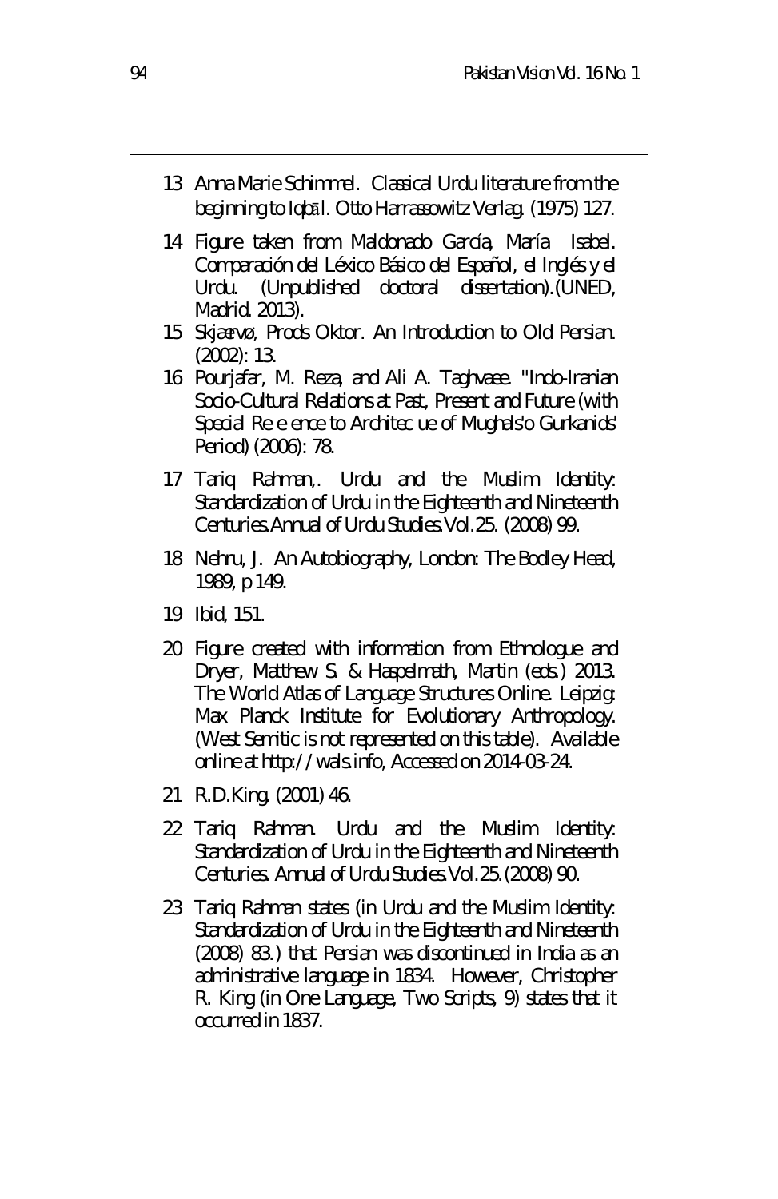13 Anna Marie Schimmel. Classical Urdu literature from the beginning to Iqbāl. Otto Harrassowitz Verlag. (1975) 127.

14 Figure taken from Maldonado García, María Isabel. Comparación del Léxico Básico del Español, el Inglés y el Urdu. (Unpublished doctoral dissertation).(UNED, Madrid. 2013).

15 Skjaervø, Prods Oktor. An Introduction to Old Persian. (2002): 13.

16 Pourjafar, M. Reza, and Ali A. Taghvaee. "Indo-Iranian Socio-Cultural Relations at Past, Present and Future (with Special Re e ence to Architec ue of Mughals'o Gurkanids' Period) (2006): 78.

17 Tariq Rahman,. Urdu and the Muslim Identity: Standardization of Urdu in the Eighteenth and Nineteenth Centuries.Annual of Urdu Studies.Vol.25. (2008) 99.

18 Nehru, J. An Autobiography, London: The Bodley Head, 1989, p 149.

19 Ibid, 151.

20 Figure created with information from Ethnologue and Dryer, Matthew S. & Haspelmath, Martin (eds.) 2013. The World Atlas of Language Structures Online. Leipzig: Max Planck Institute for Evolutionary Anthropology. (West Semitic is not represented on this table). Available online at http://wals.info, Accessed on 2014-03-24.

21 R.D.King. (2001) 46.

22 Tariq Rahman. Urdu and the Muslim Identity: Standardization of Urdu in the Eighteenth and Nineteenth Centuries. Annual of Urdu Studies.Vol.25.(2008) 90.

23 Tariq Rahman states (in Urdu and the Muslim Identity: Standardization of Urdu in the Eighteenth and Nineteenth (2008) 83.) that Persian was discontinued in India as an administrative language in 1834. However, Christopher R. King (in One Language, Two Scripts, 9) states that it occurred in 1837.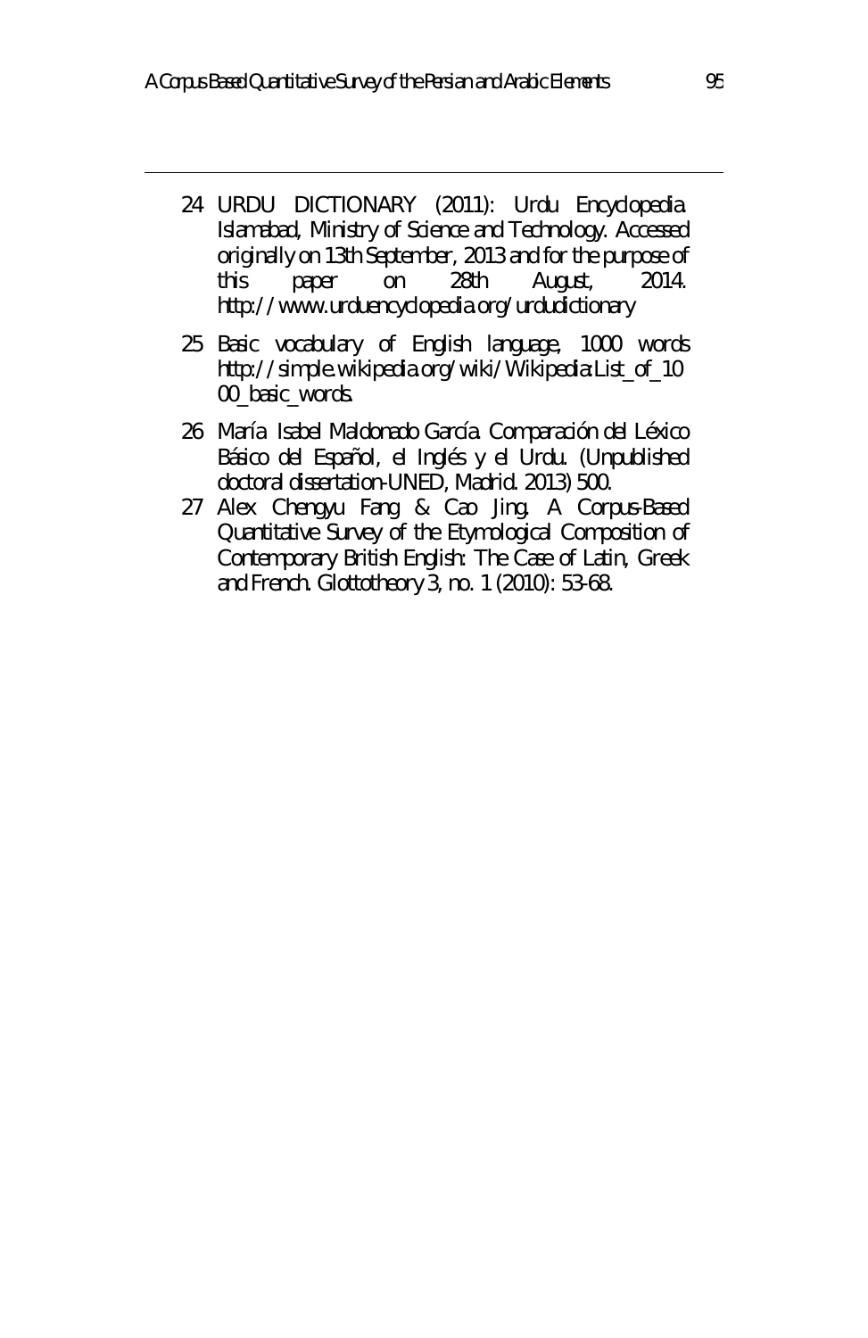24 URDU DICTIONARY (2011): Urdu Encyclopedia. Islamabad, Ministry of Science and Technology. Accessed originally on 13th September, 2013 and for the purpose of this paper on 28th August, 2014. http://www.urduencyclopedia.org/urdudictionary

25 Basic vocabulary of English language, 1000 words http://simple.wikipedia.org/wiki/Wikipedia:List_of_1000_basic_words.

26 María Isabel Maldonado García. Comparación del Léxico Básico del Español, el Inglés y el Urdu. (Unpublished doctoral dissertation-UNED, Madrid. 2013) 500.

27 Alex Chengyu Fang & Cao Jing. A Corpus-Based Quantitative Survey of the Etymological Composition of Contemporary British English: The Case of Latin, Greek and French. Glottotheory 3, no. 1 (2010): 53-68.